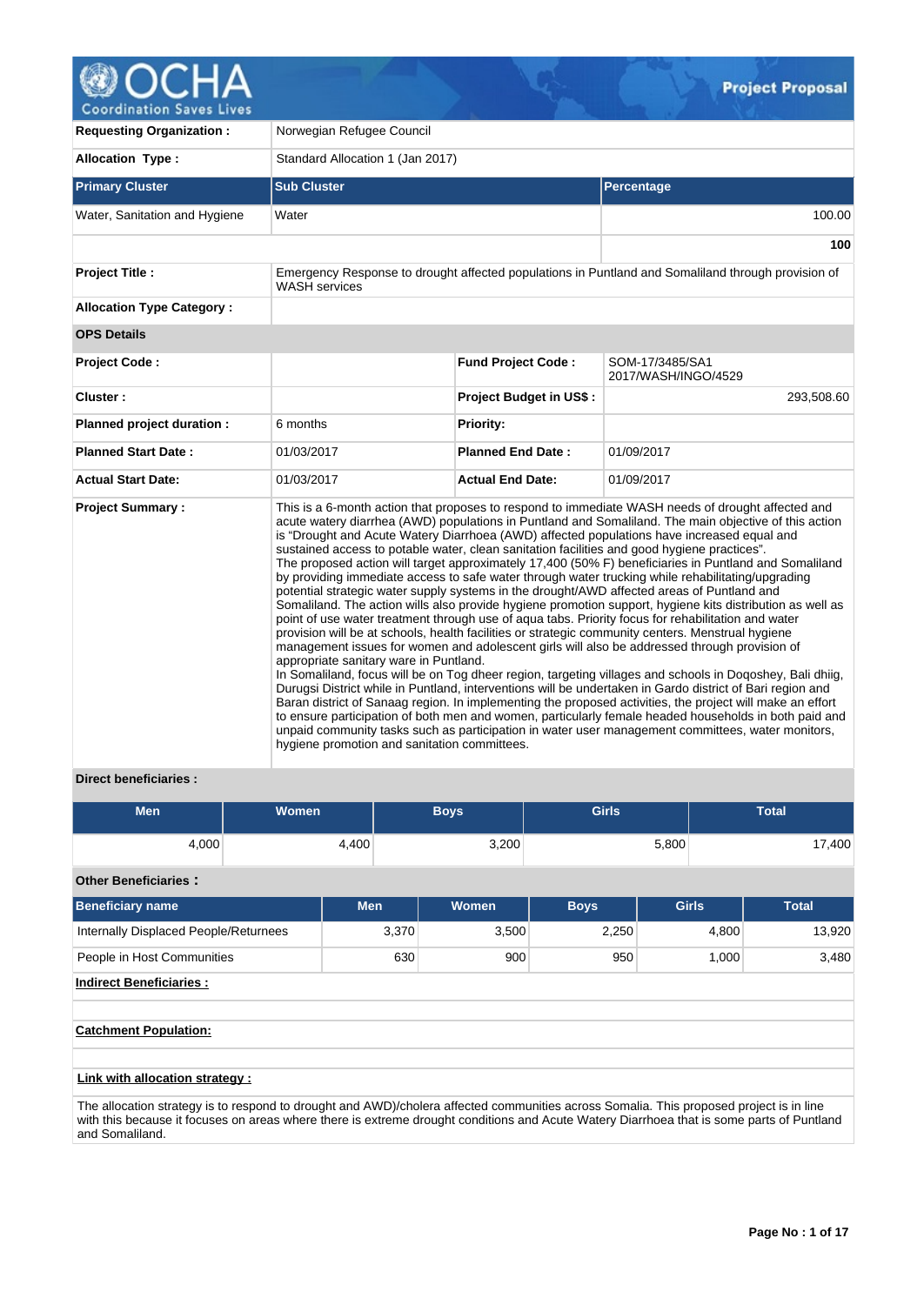# Project Proposal

| | | | |
|---|---|---|---|
| **Requesting Organization :** | Norwegian Refugee Council | | |
| **Allocation Type :** | Standard Allocation 1 (Jan 2017) | | |

| Primary Cluster | Sub Cluster | Percentage |
|---|---|---|
| Water, Sanitation and Hygiene | Water | 100.00 |
| | | **100** |

| | |
|---|---|
| **Project Title :** | Emergency Response to drought affected populations in Puntland and Somaliland through provision of WASH services |
| **Allocation Type Category :** | |

**OPS Details**

| | | | |
|---|---|---|---|
| **Project Code :** | | **Fund Project Code :** | SOM-17/3485/SA1 2017/WASH/INGO/4529 |
| **Cluster :** | | **Project Budget in US$ :** | 293,508.60 |
| **Planned project duration :** | 6 months | **Priority:** | |
| **Planned Start Date :** | 01/03/2017 | **Planned End Date :** | 01/09/2017 |
| **Actual Start Date:** | 01/03/2017 | **Actual End Date:** | 01/09/2017 |

**Project Summary :**

This is a 6-month action that proposes to respond to immediate WASH needs of drought affected and acute watery diarrhea (AWD) populations in Puntland and Somaliland. The main objective of this action is "Drought and Acute Watery Diarrhoea (AWD) affected populations have increased equal and sustained access to potable water, clean sanitation facilities and good hygiene practices".
The proposed action will target approximately 17,400 (50% F) beneficiaries in Puntland and Somaliland by providing immediate access to safe water through water trucking while rehabilitating/upgrading potential strategic water supply systems in the drought/AWD affected areas of Puntland and Somaliland. The action wills also provide hygiene promotion support, hygiene kits distribution as well as point of use water treatment through use of aqua tabs. Priority focus for rehabilitation and water provision will be at schools, health facilities or strategic community centers. Menstrual hygiene management issues for women and adolescent girls will also be addressed through provision of appropriate sanitary ware in Puntland.
In Somaliland, focus will be on Tog dheer region, targeting villages and schools in Doqoshey, Bali dhiig, Durugsi District while in Puntland, interventions will be undertaken in Gardo district of Bari region and Baran district of Sanaag region. In implementing the proposed activities, the project will make an effort to ensure participation of both men and women, particularly female headed households in both paid and unpaid community tasks such as participation in water user management committees, water monitors, hygiene promotion and sanitation committees.

**Direct beneficiaries :**

| Men | Women | Boys | Girls | Total |
|---|---|---|---|---|
| 4,000 | 4,400 | 3,200 | 5,800 | 17,400 |

**Other Beneficiaries :**

| Beneficiary name | Men | Women | Boys | Girls | Total |
|---|---|---|---|---|---|
| Internally Displaced People/Returnees | 3,370 | 3,500 | 2,250 | 4,800 | 13,920 |
| People in Host Communities | 630 | 900 | 950 | 1,000 | 3,480 |

**Indirect Beneficiaries :**

**Catchment Population:**

**Link with allocation strategy :**

The allocation strategy is to respond to drought and AWD)/cholera affected communities across Somalia. This proposed project is in line with this because it focuses on areas where there is extreme drought conditions and Acute Watery Diarrhoea that is some parts of Puntland and Somaliland.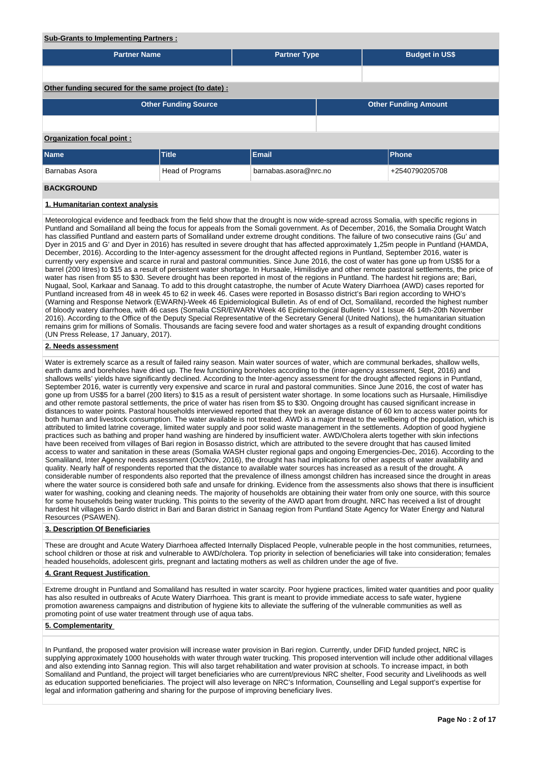**Sub-Grants to Implementing Partners :**

| Partner Name | Partner Type | Budget in US$ |
|---|---|---|
| | | |

**Other funding secured for the same project (to date) :**

| Other Funding Source | Other Funding Amount |
|---|---|
| | |

**Organization focal point :**

| Name | Title | Email | Phone |
|---|---|---|---|
| Barnabas Asora | Head of Programs | barnabas.asora@nrc.no | +2540790205708 |

## BACKGROUND

### 1. Humanitarian context analysis

Meteorological evidence and feedback from the field show that the drought is now wide-spread across Somalia, with specific regions in Puntland and Somaliland all being the focus for appeals from the Somali government. As of December, 2016, the Somalia Drought Watch has classified Puntland and eastern parts of Somaliland under extreme drought conditions. The failure of two consecutive rains (Gu' and Dyer in 2015 and G' and Dyer in 2016) has resulted in severe drought that has affected approximately 1,25m people in Puntland (HAMDA, December, 2016). According to the Inter-agency assessment for the drought affected regions in Puntland, September 2016, water is currently very expensive and scarce in rural and pastoral communities. Since June 2016, the cost of water has gone up from US$5 for a barrel (200 litres) to $15 as a result of persistent water shortage. In Hursaale, Himilisdiye and other remote pastoral settlements, the price of water has risen from $5 to $30. Severe drought has been reported in most of the regions in Puntland. The hardest hit regions are; Bari, Nugaal, Sool, Karkaar and Sanaag. To add to this drought catastrophe, the number of Acute Watery Diarrhoea (AWD) cases reported for Puntland increased from 48 in week 45 to 62 in week 46. Cases were reported in Bosasso district's Bari region according to WHO's (Warning and Response Network (EWARN)-Week 46 Epidemiological Bulletin. As of end of Oct, Somaliland, recorded the highest number of bloody watery diarrhoea, with 46 cases (Somalia CSR/EWARN Week 46 Epidemiological Bulletin- Vol 1 Issue 46 14th-20th November 2016). According to the Office of the Deputy Special Representative of the Secretary General (United Nations), the humanitarian situation remains grim for millions of Somalis. Thousands are facing severe food and water shortages as a result of expanding drought conditions (UN Press Release, 17 January, 2017).

### 2. Needs assessment

Water is extremely scarce as a result of failed rainy season. Main water sources of water, which are communal berkades, shallow wells, earth dams and boreholes have dried up. The few functioning boreholes according to the (inter-agency assessment, Sept, 2016) and shallows wells' yields have significantly declined. According to the Inter-agency assessment for the drought affected regions in Puntland, September 2016, water is currently very expensive and scarce in rural and pastoral communities. Since June 2016, the cost of water has gone up from US$5 for a barrel (200 liters) to $15 as a result of persistent water shortage. In some locations such as Hursaale, Himilisdiye and other remote pastoral settlements, the price of water has risen from $5 to $30. Ongoing drought has caused significant increase in distances to water points. Pastoral households interviewed reported that they trek an average distance of 60 km to access water points for both human and livestock consumption. The water available is not treated. AWD is a major threat to the wellbeing of the population, which is attributed to limited latrine coverage, limited water supply and poor solid waste management in the settlements. Adoption of good hygiene practices such as bathing and proper hand washing are hindered by insufficient water. AWD/Cholera alerts together with skin infections have been received from villages of Bari region in Bosasso district, which are attributed to the severe drought that has caused limited access to water and sanitation in these areas (Somalia WASH cluster regional gaps and ongoing Emergencies-Dec, 2016). According to the Somaliland, Inter Agency needs assessment (Oct/Nov, 2016), the drought has had implications for other aspects of water availability and quality. Nearly half of respondents reported that the distance to available water sources has increased as a result of the drought. A considerable number of respondents also reported that the prevalence of illness amongst children has increased since the drought in areas where the water source is considered both safe and unsafe for drinking. Evidence from the assessments also shows that there is insufficient water for washing, cooking and cleaning needs. The majority of households are obtaining their water from only one source, with this source for some households being water trucking. This points to the severity of the AWD apart from drought. NRC has received a list of drought hardest hit villages in Gardo district in Bari and Baran district in Sanaag region from Puntland State Agency for Water Energy and Natural Resources (PSAWEN).

### 3. Description Of Beneficiaries

These are drought and Acute Watery Diarrhoea affected Internally Displaced People, vulnerable people in the host communities, returnees, school children or those at risk and vulnerable to AWD/cholera. Top priority in selection of beneficiaries will take into consideration; females headed households, adolescent girls, pregnant and lactating mothers as well as children under the age of five.

### 4. Grant Request Justification

Extreme drought in Puntland and Somaliland has resulted in water scarcity. Poor hygiene practices, limited water quantities and poor quality has also resulted in outbreaks of Acute Watery Diarrhoea. This grant is meant to provide immediate access to safe water, hygiene promotion awareness campaigns and distribution of hygiene kits to alleviate the suffering of the vulnerable communities as well as promoting point of use water treatment through use of aqua tabs.

### 5. Complementarity

In Puntland, the proposed water provision will increase water provision in Bari region. Currently, under DFID funded project, NRC is supplying approximately 1000 households with water through water trucking. This proposed intervention will include other additional villages and also extending into Sannag region. This will also target rehabilitation and water provision at schools. To increase impact, in both Somaliland and Puntland, the project will target beneficiaries who are current/previous NRC shelter, Food security and Livelihoods as well as education supported beneficiaries. The project will also leverage on NRC's Information, Counselling and Legal support's expertise for legal and information gathering and sharing for the purpose of improving beneficiary lives.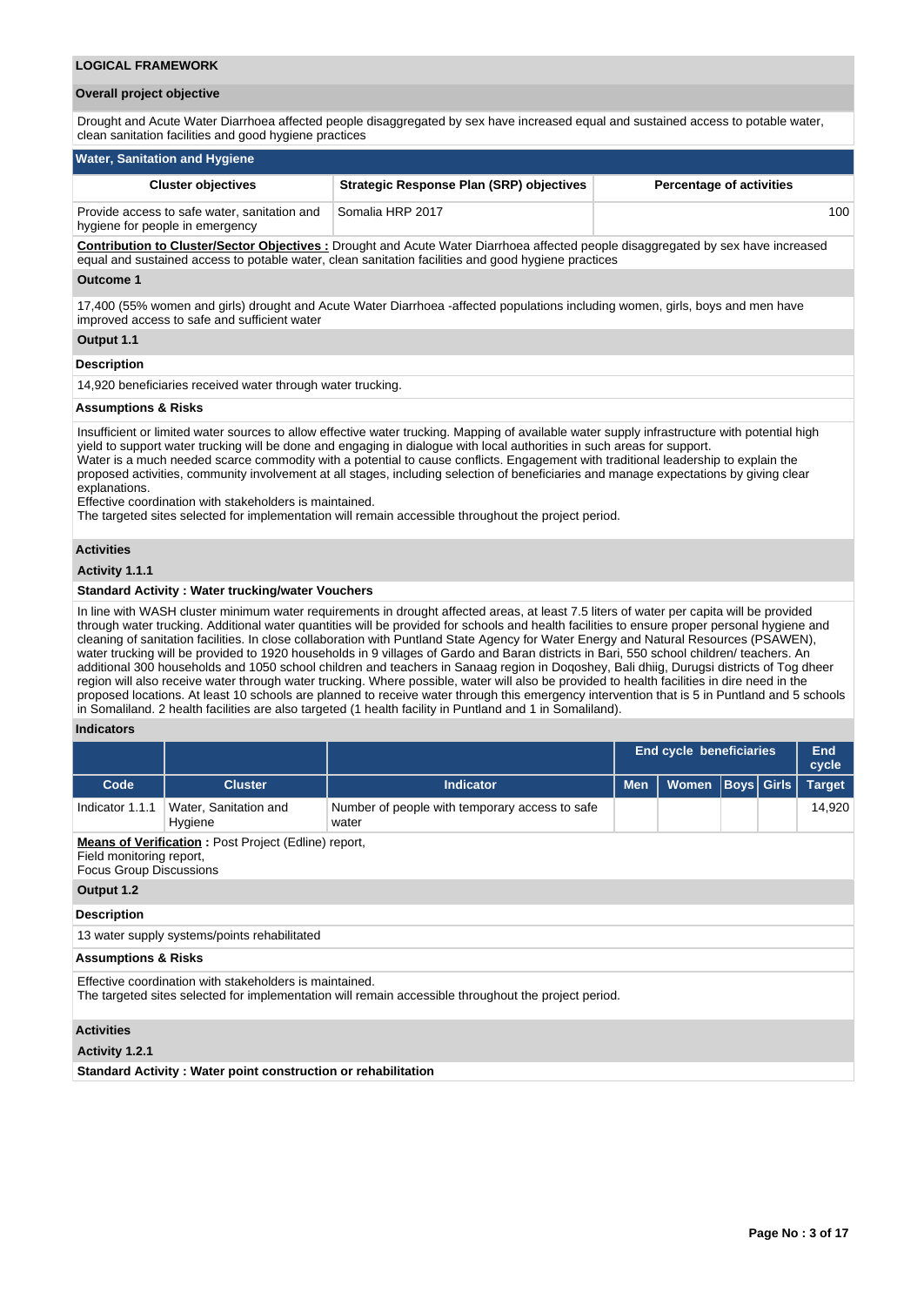## LOGICAL FRAMEWORK

### Overall project objective

Drought and Acute Water Diarrhoea affected people disaggregated by sex have increased equal and sustained access to potable water, clean sanitation facilities and good hygiene practices

### Water, Sanitation and Hygiene

| Cluster objectives | Strategic Response Plan (SRP) objectives | Percentage of activities |
|---|---|---|
| Provide access to safe water, sanitation and hygiene for people in emergency | Somalia HRP 2017 | 100 |

**Contribution to Cluster/Sector Objectives :** Drought and Acute Water Diarrhoea affected people disaggregated by sex have increased equal and sustained access to potable water, clean sanitation facilities and good hygiene practices

**Outcome 1**

17,400 (55% women and girls) drought and Acute Water Diarrhoea -affected populations including women, girls, boys and men have improved access to safe and sufficient water

**Output 1.1**

**Description**

14,920 beneficiaries received water through water trucking.

**Assumptions & Risks**

Insufficient or limited water sources to allow effective water trucking. Mapping of available water supply infrastructure with potential high yield to support water trucking will be done and engaging in dialogue with local authorities in such areas for support.
Water is a much needed scarce commodity with a potential to cause conflicts. Engagement with traditional leadership to explain the proposed activities, community involvement at all stages, including selection of beneficiaries and manage expectations by giving clear explanations.
Effective coordination with stakeholders is maintained.
The targeted sites selected for implementation will remain accessible throughout the project period.

**Activities**

**Activity 1.1.1**

**Standard Activity : Water trucking/water Vouchers**

In line with WASH cluster minimum water requirements in drought affected areas, at least 7.5 liters of water per capita will be provided through water trucking. Additional water quantities will be provided for schools and health facilities to ensure proper personal hygiene and cleaning of sanitation facilities. In close collaboration with Puntland State Agency for Water Energy and Natural Resources (PSAWEN), water trucking will be provided to 1920 households in 9 villages of Gardo and Baran districts in Bari, 550 school children/ teachers. An additional 300 households and 1050 school children and teachers in Sanaag region in Doqoshey, Bali dhiig, Durugsi districts of Tog dheer region will also receive water through water trucking. Where possible, water will also be provided to health facilities in dire need in the proposed locations. At least 10 schools are planned to receive water through this emergency intervention that is 5 in Puntland and 5 schools in Somaliland. 2 health facilities are also targeted (1 health facility in Puntland and 1 in Somaliland).

**Indicators**

| | | | End cycle beneficiaries | | | | End cycle |
|---|---|---|---|---|---|---|---|
| **Code** | **Cluster** | **Indicator** | **Men** | **Women** | **Boys** | **Girls** | **Target** |
| Indicator 1.1.1 | Water, Sanitation and Hygiene | Number of people with temporary access to safe water | | | | | 14,920 |

**Means of Verification :** Post Project (Edline) report,
Field monitoring report,
Focus Group Discussions

**Output 1.2**

**Description**

13 water supply systems/points rehabilitated

**Assumptions & Risks**

Effective coordination with stakeholders is maintained.
The targeted sites selected for implementation will remain accessible throughout the project period.

**Activities**

**Activity 1.2.1**

**Standard Activity : Water point construction or rehabilitation**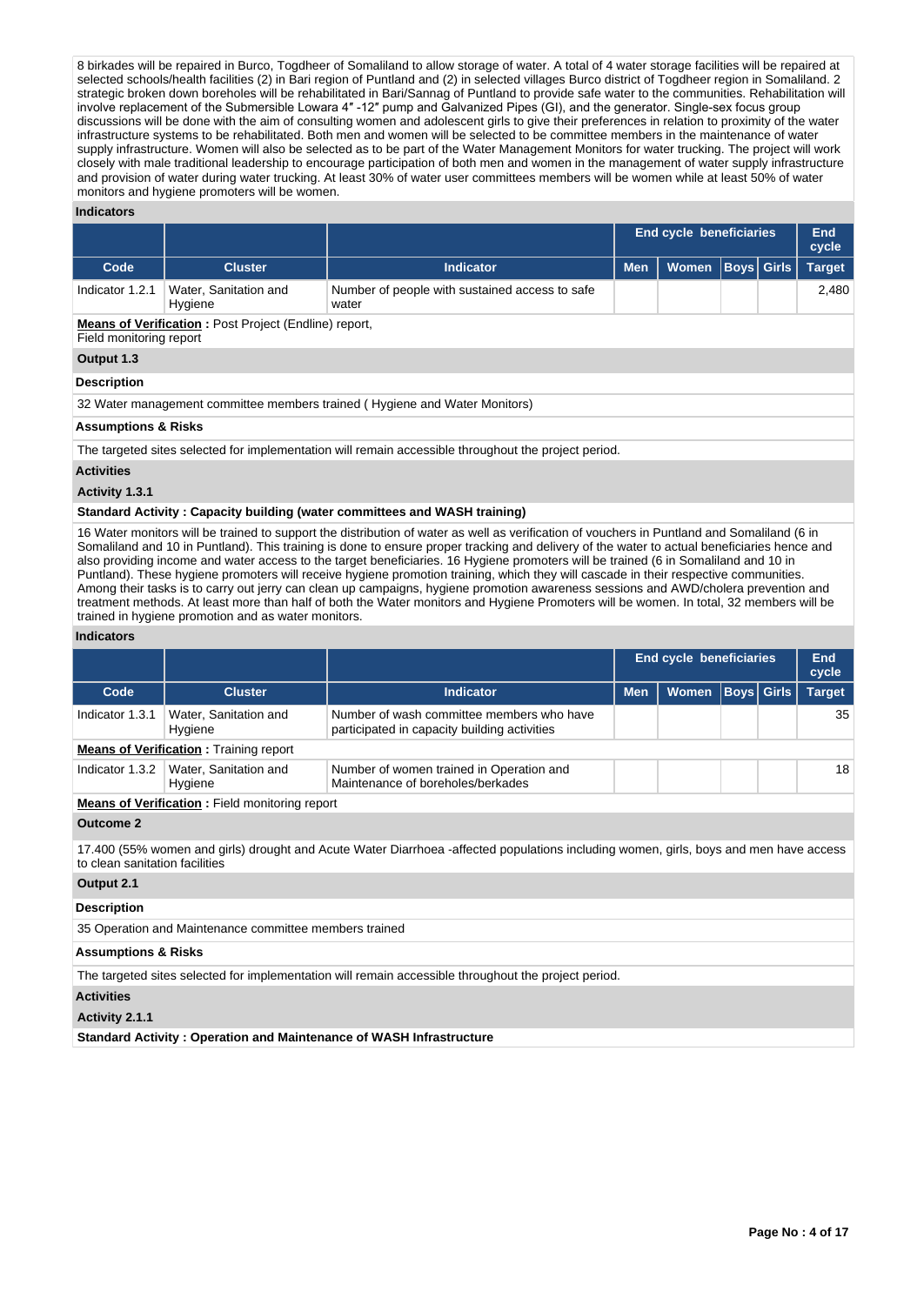8 birkades will be repaired in Burco, Togdheer of Somaliland to allow storage of water. A total of 4 water storage facilities will be repaired at selected schools/health facilities (2) in Bari region of Puntland and (2) in selected villages Burco district of Togdheer region in Somaliland. 2 strategic broken down boreholes will be rehabilitated in Bari/Sannag of Puntland to provide safe water to the communities. Rehabilitation will involve replacement of the Submersible Lowara 4″ -12″ pump and Galvanized Pipes (GI), and the generator. Single-sex focus group discussions will be done with the aim of consulting women and adolescent girls to give their preferences in relation to proximity of the water infrastructure systems to be rehabilitated. Both men and women will be selected to be committee members in the maintenance of water supply infrastructure. Women will also be selected as to be part of the Water Management Monitors for water trucking. The project will work closely with male traditional leadership to encourage participation of both men and women in the management of water supply infrastructure and provision of water during water trucking. At least 30% of water user committees members will be women while at least 50% of water monitors and hygiene promoters will be women.

**Indicators**

| | | | End cycle beneficiaries | | | | End cycle |
|---|---|---|---|---|---|---|---|
| **Code** | **Cluster** | **Indicator** | **Men** | **Women** | **Boys** | **Girls** | **Target** |
| Indicator 1.2.1 | Water, Sanitation and Hygiene | Number of people with sustained access to safe water | | | | | 2,480 |

**Means of Verification :** Post Project (Endline) report, Field monitoring report

**Output 1.3**

**Description**

32 Water management committee members trained ( Hygiene and Water Monitors)

**Assumptions & Risks**

The targeted sites selected for implementation will remain accessible throughout the project period.

**Activities**

**Activity 1.3.1**

**Standard Activity : Capacity building (water committees and WASH training)**

16 Water monitors will be trained to support the distribution of water as well as verification of vouchers in Puntland and Somaliland (6 in Somaliland and 10 in Puntland). This training is done to ensure proper tracking and delivery of the water to actual beneficiaries hence and also providing income and water access to the target beneficiaries. 16 Hygiene promoters will be trained (6 in Somaliland and 10 in Puntland). These hygiene promoters will receive hygiene promotion training, which they will cascade in their respective communities. Among their tasks is to carry out jerry can clean up campaigns, hygiene promotion awareness sessions and AWD/cholera prevention and treatment methods. At least more than half of both the Water monitors and Hygiene Promoters will be women. In total, 32 members will be trained in hygiene promotion and as water monitors.

**Indicators**

| | | | End cycle beneficiaries | | | | End cycle |
|---|---|---|---|---|---|---|---|
| **Code** | **Cluster** | **Indicator** | **Men** | **Women** | **Boys** | **Girls** | **Target** |
| Indicator 1.3.1 | Water, Sanitation and Hygiene | Number of wash committee members who have participated in capacity building activities | | | | | 35 |
| **Means of Verification :** Training report | | | | | | | |
| Indicator 1.3.2 | Water, Sanitation and Hygiene | Number of women trained in Operation and Maintenance of boreholes/berkades | | | | | 18 |

**Means of Verification :** Field monitoring report

**Outcome 2**

17.400 (55% women and girls) drought and Acute Water Diarrhoea -affected populations including women, girls, boys and men have access to clean sanitation facilities

**Output 2.1**

**Description**

35 Operation and Maintenance committee members trained

**Assumptions & Risks**

The targeted sites selected for implementation will remain accessible throughout the project period.

**Activities**

**Activity 2.1.1**

**Standard Activity : Operation and Maintenance of WASH Infrastructure**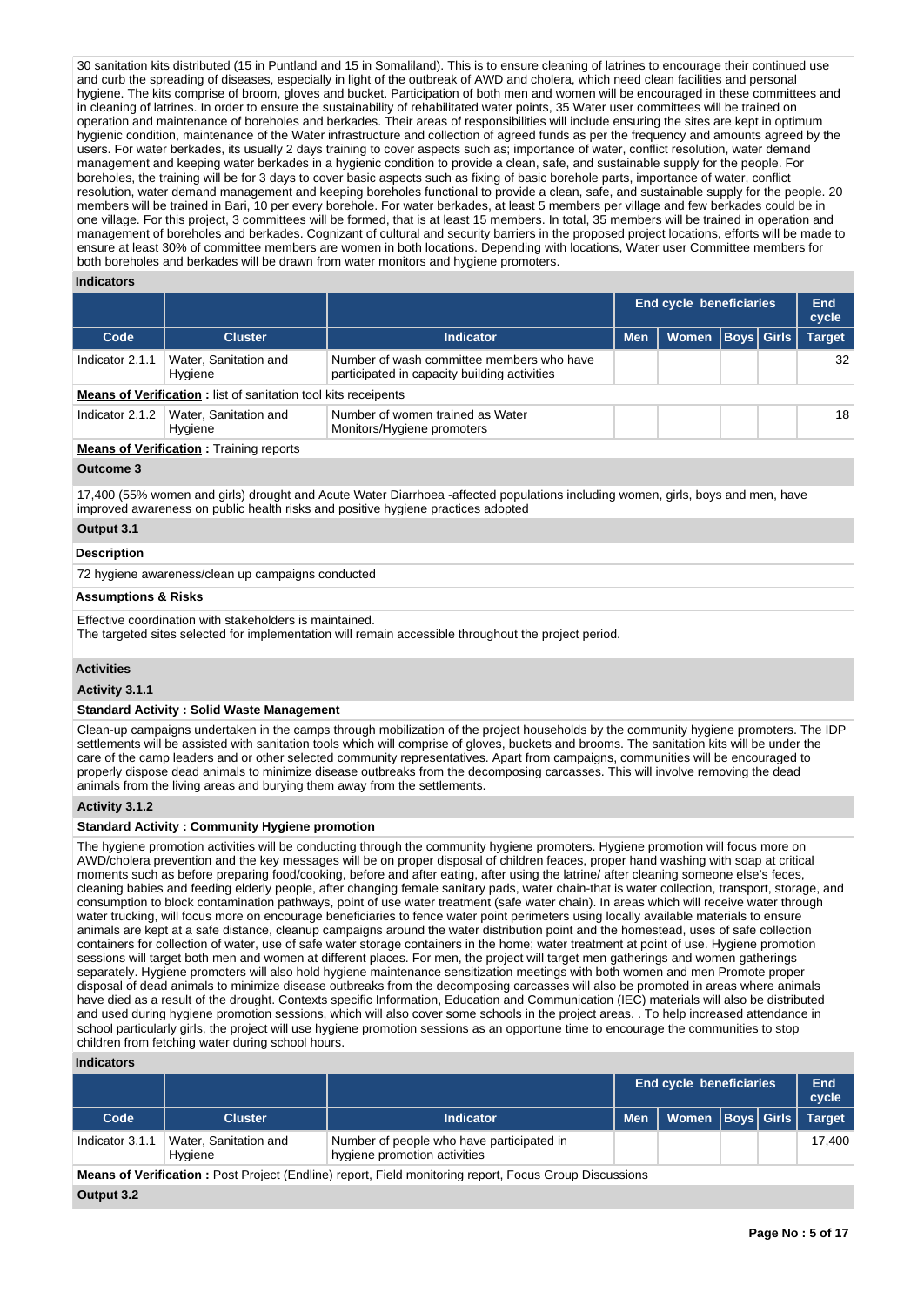30 sanitation kits distributed (15 in Puntland and 15 in Somaliland). This is to ensure cleaning of latrines to encourage their continued use and curb the spreading of diseases, especially in light of the outbreak of AWD and cholera, which need clean facilities and personal hygiene. The kits comprise of broom, gloves and bucket. Participation of both men and women will be encouraged in these committees and in cleaning of latrines. In order to ensure the sustainability of rehabilitated water points, 35 Water user committees will be trained on operation and maintenance of boreholes and berkades. Their areas of responsibilities will include ensuring the sites are kept in optimum hygienic condition, maintenance of the Water infrastructure and collection of agreed funds as per the frequency and amounts agreed by the users. For water berkades, its usually 2 days training to cover aspects such as; importance of water, conflict resolution, water demand management and keeping water berkades in a hygienic condition to provide a clean, safe, and sustainable supply for the people. For boreholes, the training will be for 3 days to cover basic aspects such as fixing of basic borehole parts, importance of water, conflict resolution, water demand management and keeping boreholes functional to provide a clean, safe, and sustainable supply for the people. 20 members will be trained in Bari, 10 per every borehole. For water berkades, at least 5 members per village and few berkades could be in one village. For this project, 3 committees will be formed, that is at least 15 members. In total, 35 members will be trained in operation and management of boreholes and berkades. Cognizant of cultural and security barriers in the proposed project locations, efforts will be made to ensure at least 30% of committee members are women in both locations. Depending with locations, Water user Committee members for both boreholes and berkades will be drawn from water monitors and hygiene promoters.

**Indicators**

| | | | End cycle beneficiaries | | | | End cycle |
|---|---|---|---|---|---|---|---|
| **Code** | **Cluster** | **Indicator** | **Men** | **Women** | **Boys** | **Girls** | **Target** |
| Indicator 2.1.1 | Water, Sanitation and Hygiene | Number of wash committee members who have participated in capacity building activities | | | | | 32 |
| **Means of Verification** : list of sanitation tool kits receipents | | | | | | | |
| Indicator 2.1.2 | Water, Sanitation and Hygiene | Number of women trained as Water Monitors/Hygiene promoters | | | | | 18 |
| **Means of Verification** : Training reports | | | | | | | |

**Outcome 3**

17,400 (55% women and girls) drought and Acute Water Diarrhoea -affected populations including women, girls, boys and men, have improved awareness on public health risks and positive hygiene practices adopted

**Output 3.1**

**Description**

72 hygiene awareness/clean up campaigns conducted

**Assumptions & Risks**

Effective coordination with stakeholders is maintained.
The targeted sites selected for implementation will remain accessible throughout the project period.

**Activities**

**Activity 3.1.1**

**Standard Activity : Solid Waste Management**

Clean-up campaigns undertaken in the camps through mobilization of the project households by the community hygiene promoters. The IDP settlements will be assisted with sanitation tools which will comprise of gloves, buckets and brooms. The sanitation kits will be under the care of the camp leaders and or other selected community representatives. Apart from campaigns, communities will be encouraged to properly dispose dead animals to minimize disease outbreaks from the decomposing carcasses. This will involve removing the dead animals from the living areas and burying them away from the settlements.

**Activity 3.1.2**

**Standard Activity : Community Hygiene promotion**

The hygiene promotion activities will be conducting through the community hygiene promoters. Hygiene promotion will focus more on AWD/cholera prevention and the key messages will be on proper disposal of children feaces, proper hand washing with soap at critical moments such as before preparing food/cooking, before and after eating, after using the latrine/ after cleaning someone else's feces, cleaning babies and feeding elderly people, after changing female sanitary pads, water chain-that is water collection, transport, storage, and consumption to block contamination pathways, point of use water treatment (safe water chain). In areas which will receive water through water trucking, will focus more on encourage beneficiaries to fence water point perimeters using locally available materials to ensure animals are kept at a safe distance, cleanup campaigns around the water distribution point and the homestead, uses of safe collection containers for collection of water, use of safe water storage containers in the home; water treatment at point of use. Hygiene promotion sessions will target both men and women at different places. For men, the project will target men gatherings and women gatherings separately. Hygiene promoters will also hold hygiene maintenance sensitization meetings with both women and men Promote proper disposal of dead animals to minimize disease outbreaks from the decomposing carcasses will also be promoted in areas where animals have died as a result of the drought. Contexts specific Information, Education and Communication (IEC) materials will also be distributed and used during hygiene promotion sessions, which will also cover some schools in the project areas. . To help increased attendance in school particularly girls, the project will use hygiene promotion sessions as an opportune time to encourage the communities to stop children from fetching water during school hours.

**Indicators**

| | | | End cycle beneficiaries | | | | End cycle |
|---|---|---|---|---|---|---|---|
| **Code** | **Cluster** | **Indicator** | **Men** | **Women** | **Boys** | **Girls** | **Target** |
| Indicator 3.1.1 | Water, Sanitation and Hygiene | Number of people who have participated in hygiene promotion activities | | | | | 17,400 |
| **Means of Verification** : Post Project (Endline) report, Field monitoring report, Focus Group Discussions | | | | | | | |

**Output 3.2**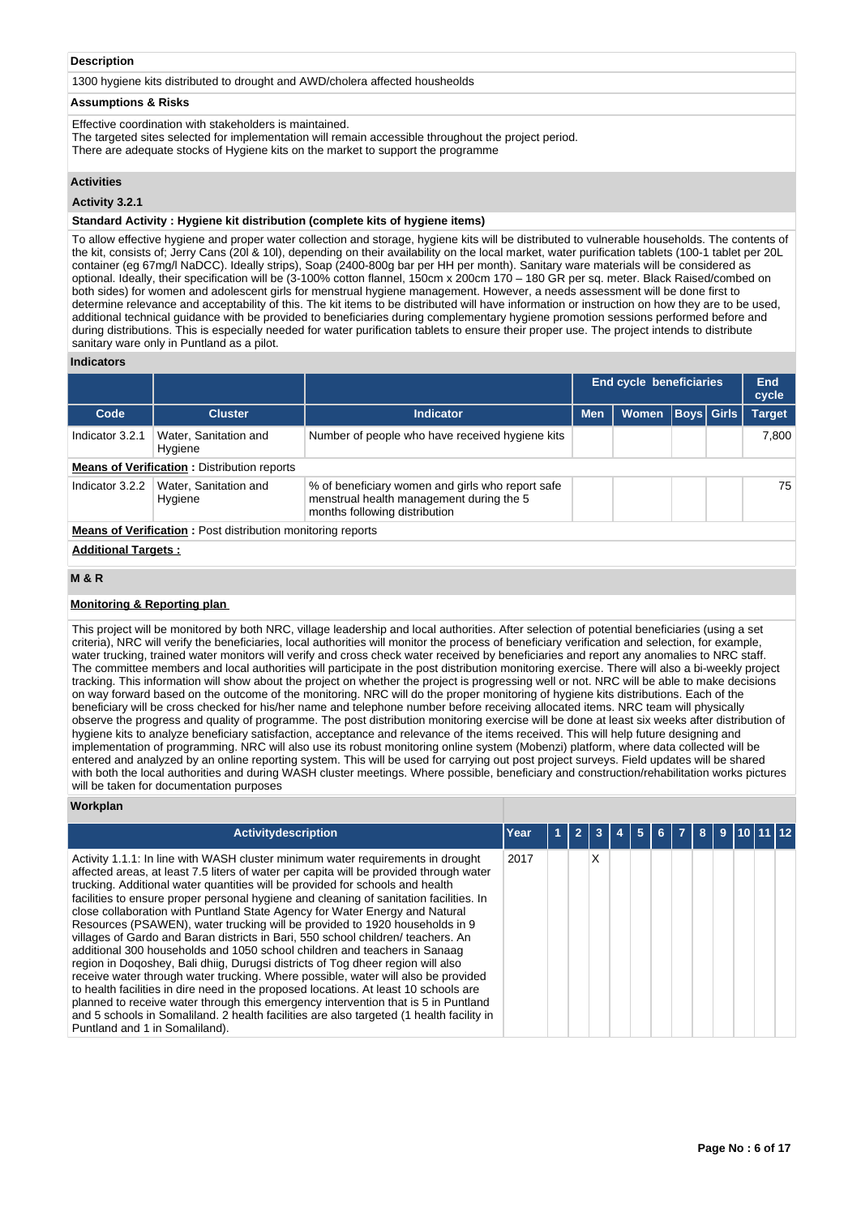**Description**

1300 hygiene kits distributed to drought and AWD/cholera affected housheolds

**Assumptions & Risks**

Effective coordination with stakeholders is maintained.
The targeted sites selected for implementation will remain accessible throughout the project period.
There are adequate stocks of Hygiene kits on the market to support the programme

### Activities

**Activity 3.2.1**

**Standard Activity : Hygiene kit distribution (complete kits of hygiene items)**

To allow effective hygiene and proper water collection and storage, hygiene kits will be distributed to vulnerable households. The contents of the kit, consists of; Jerry Cans (20l & 10l), depending on their availability on the local market, water purification tablets (100-1 tablet per 20L container (eg 67mg/l NaDCC). Ideally strips), Soap (2400-800g bar per HH per month). Sanitary ware materials will be considered as optional. Ideally, their specification will be (3-100% cotton flannel, 150cm x 200cm 170 – 180 GR per sq. meter. Black Raised/combed on both sides) for women and adolescent girls for menstrual hygiene management. However, a needs assessment will be done first to determine relevance and acceptability of this. The kit items to be distributed will have information or instruction on how they are to be used, additional technical guidance with be provided to beneficiaries during complementary hygiene promotion sessions performed before and during distributions. This is especially needed for water purification tablets to ensure their proper use. The project intends to distribute sanitary ware only in Puntland as a pilot.

### Indicators

| | | | End cycle beneficiaries | | | | End cycle |
|---|---|---|---|---|---|---|---|
| **Code** | **Cluster** | **Indicator** | **Men** | **Women** | **Boys** | **Girls** | **Target** |
| Indicator 3.2.1 | Water, Sanitation and Hygiene | Number of people who have received hygiene kits | | | | | 7,800 |
| **Means of Verification :** Distribution reports | | | | | | | |
| Indicator 3.2.2 | Water, Sanitation and Hygiene | % of beneficiary women and girls who report safe menstrual health management during the 5 months following distribution | | | | | 75 |
| **Means of Verification :** Post distribution monitoring reports | | | | | | | |

**Additional Targets :**

### M & R

**Monitoring & Reporting plan**

This project will be monitored by both NRC, village leadership and local authorities. After selection of potential beneficiaries (using a set criteria), NRC will verify the beneficiaries, local authorities will monitor the process of beneficiary verification and selection, for example, water trucking, trained water monitors will verify and cross check water received by beneficiaries and report any anomalies to NRC staff. The committee members and local authorities will participate in the post distribution monitoring exercise. There will also a bi-weekly project tracking. This information will show about the project on whether the project is progressing well or not. NRC will be able to make decisions on way forward based on the outcome of the monitoring. NRC will do the proper monitoring of hygiene kits distributions. Each of the beneficiary will be cross checked for his/her name and telephone number before receiving allocated items. NRC team will physically observe the progress and quality of programme. The post distribution monitoring exercise will be done at least six weeks after distribution of hygiene kits to analyze beneficiary satisfaction, acceptance and relevance of the items received. This will help future designing and implementation of programming. NRC will also use its robust monitoring online system (Mobenzi) platform, where data collected will be entered and analyzed by an online reporting system. This will be used for carrying out post project surveys. Field updates will be shared with both the local authorities and during WASH cluster meetings. Where possible, beneficiary and construction/rehabilitation works pictures will be taken for documentation purposes

### Workplan

| Activitydescription | Year | 1 | 2 | 3 | 4 | 5 | 6 | 7 | 8 | 9 | 10 | 11 | 12 |
|---|---|---|---|---|---|---|---|---|---|---|---|---|---|
| Activity 1.1.1: In line with WASH cluster minimum water requirements in drought affected areas, at least 7.5 liters of water per capita will be provided through water trucking. Additional water quantities will be provided for schools and health facilities to ensure proper personal hygiene and cleaning of sanitation facilities. In close collaboration with Puntland State Agency for Water Energy and Natural Resources (PSAWEN), water trucking will be provided to 1920 households in 9 villages of Gardo and Baran districts in Bari, 550 school children/ teachers. An additional 300 households and 1050 school children and teachers in Sanaag region in Doqoshey, Bali dhiig, Durugsi districts of Tog dheer region will also receive water through water trucking. Where possible, water will also be provided to health facilities in dire need in the proposed locations. At least 10 schools are planned to receive water through this emergency intervention that is 5 in Puntland and 5 schools in Somaliland. 2 health facilities are also targeted (1 health facility in Puntland and 1 in Somaliland). | 2017 | | | X | | | | | | | | | |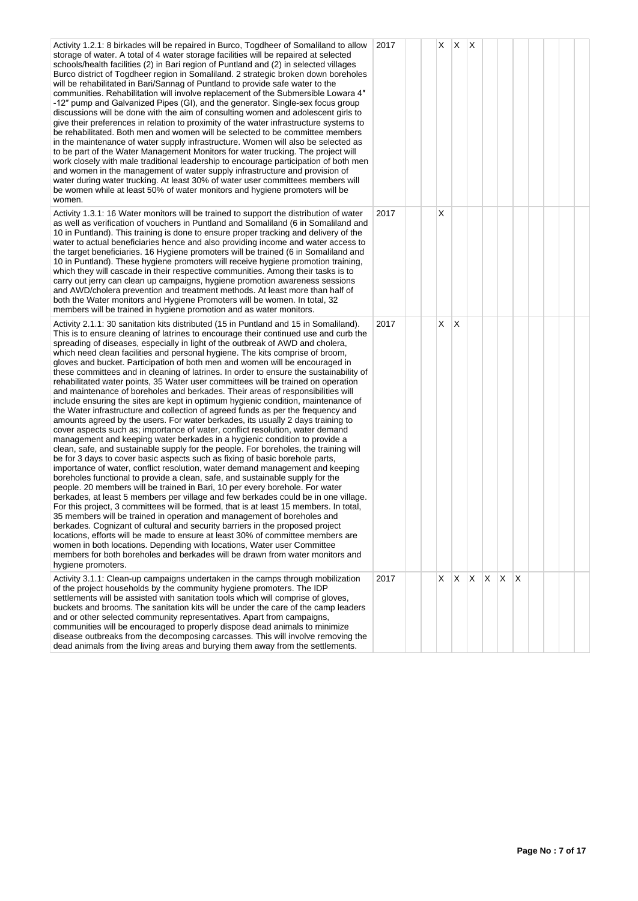| Activity | Year | 1 | 2 | 3 | 4 | 5 | 6 | 7 | 8 | 9 | 10 | 11 | 12 |
|---|---|---|---|---|---|---|---|---|---|---|---|---|---|
| Activity 1.2.1: 8 birkades will be repaired in Burco, Togdheer of Somaliland to allow storage of water. A total of 4 water storage facilities will be repaired at selected schools/health facilities (2) in Bari region of Puntland and (2) in selected villages Burco district of Togdheer region in Somaliland. 2 strategic broken down boreholes will be rehabilitated in Bari/Sannag of Puntland to provide safe water to the communities. Rehabilitation will involve replacement of the Submersible Lowara 4″ -12″ pump and Galvanized Pipes (GI), and the generator. Single-sex focus group discussions will be done with the aim of consulting women and adolescent girls to give their preferences in relation to proximity of the water infrastructure systems to be rehabilitated. Both men and women will be selected to be committee members in the maintenance of water supply infrastructure. Women will also be selected as to be part of the Water Management Monitors for water trucking. The project will work closely with male traditional leadership to encourage participation of both men and women in the management of water supply infrastructure and provision of water during water trucking. At least 30% of water user committees members will be women while at least 50% of water monitors and hygiene promoters will be women. | 2017 | | | X | X | X | | | | | | | |
| Activity 1.3.1: 16 Water monitors will be trained to support the distribution of water as well as verification of vouchers in Puntland and Somaliland (6 in Somaliland and 10 in Puntland). This training is done to ensure proper tracking and delivery of the water to actual beneficiaries hence and also providing income and water access to the target beneficiaries. 16 Hygiene promoters will be trained (6 in Somaliland and 10 in Puntland). These hygiene promoters will receive hygiene promotion training, which they will cascade in their respective communities. Among their tasks is to carry out jerry can clean up campaigns, hygiene promotion awareness sessions and AWD/cholera prevention and treatment methods. At least more than half of both the Water monitors and Hygiene Promoters will be women. In total, 32 members will be trained in hygiene promotion and as water monitors. | 2017 | | | X | | | | | | | | | |
| Activity 2.1.1: 30 sanitation kits distributed (15 in Puntland and 15 in Somaliland). This is to ensure cleaning of latrines to encourage their continued use and curb the spreading of diseases, especially in light of the outbreak of AWD and cholera, which need clean facilities and personal hygiene. The kits comprise of broom, gloves and bucket. Participation of both men and women will be encouraged in these committees and in cleaning of latrines. In order to ensure the sustainability of rehabilitated water points, 35 Water user committees will be trained on operation and maintenance of boreholes and berkades. Their areas of responsibilities will include ensuring the sites are kept in optimum hygienic condition, maintenance of the Water infrastructure and collection of agreed funds as per the frequency and amounts agreed by the users. For water berkades, its usually 2 days training to cover aspects such as; importance of water, conflict resolution, water demand management and keeping water berkades in a hygienic condition to provide a clean, safe, and sustainable supply for the people. For boreholes, the training will be for 3 days to cover basic aspects such as fixing of basic borehole parts, importance of water, conflict resolution, water demand management and keeping boreholes functional to provide a clean, safe, and sustainable supply for the people. 20 members will be trained in Bari, 10 per every borehole. For water berkades, at least 5 members per village and few berkades could be in one village. For this project, 3 committees will be formed, that is at least 15 members. In total, 35 members will be trained in operation and management of boreholes and berkades. Cognizant of cultural and security barriers in the proposed project locations, efforts will be made to ensure at least 30% of committee members are women in both locations. Depending with locations, Water user Committee members for both boreholes and berkades will be drawn from water monitors and hygiene promoters. | 2017 | | | X | X | | | | | | | | |
| Activity 3.1.1: Clean-up campaigns undertaken in the camps through mobilization of the project households by the community hygiene promoters. The IDP settlements will be assisted with sanitation tools which will comprise of gloves, buckets and brooms. The sanitation kits will be under the care of the camp leaders and or other selected community representatives. Apart from campaigns, communities will be encouraged to properly dispose dead animals to minimize disease outbreaks from the decomposing carcasses. This will involve removing the dead animals from the living areas and burying them away from the settlements. | 2017 | | | X | X | X | X | X | X | | | | |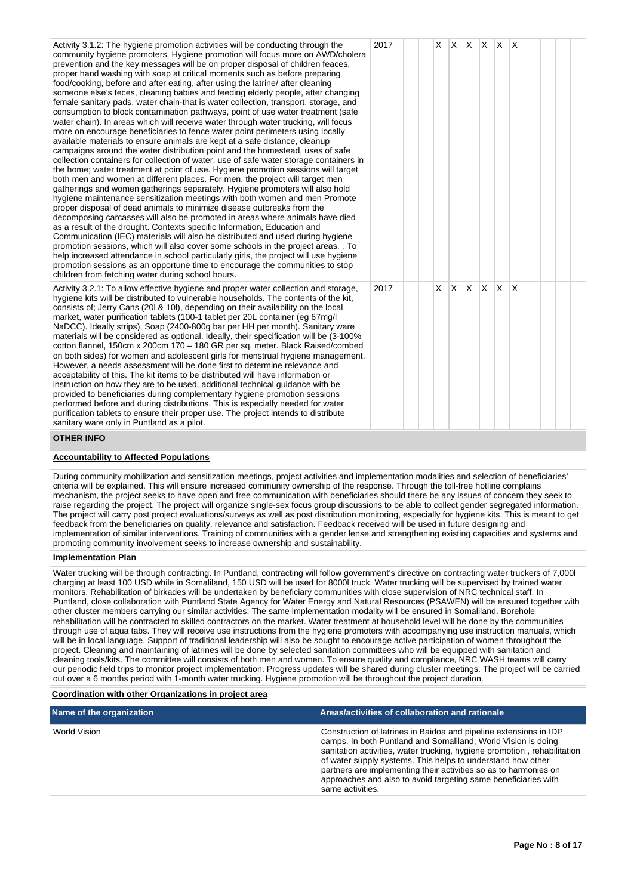| Activity | Year | | | | | | | | | | | | |
|---|---|---|---|---|---|---|---|---|---|---|---|---|---|
| Activity 3.1.2: The hygiene promotion activities will be conducting through the community hygiene promoters. Hygiene promotion will focus more on AWD/cholera prevention and the key messages will be on proper disposal of children feces, proper hand washing with soap at critical moments such as before preparing food/cooking, before and after eating, after using the latrine/ after cleaning someone else's feces, cleaning babies and feeding elderly people, after changing female sanitary pads, water chain-that is water collection, transport, storage, and consumption to block contamination pathways, point of use water treatment (safe water through water chain). In areas which will receive water through water trucking, will focus more on encourage beneficiaries to fence water point perimeters using locally available materials to ensure animals are kept at a safe distance, cleanup campaigns around the water distribution point and the homestead, uses of safe collection containers for collection of water, use of safe water storage containers in the home; water treatment at point of use. Hygiene promotion sessions will target both men and women at different places. For men, the project will target men gatherings and women gatherings separately. Hygiene promoters will also hold hygiene maintenance sensitization meetings with both women and men Promote proper disposal of dead animals to minimize disease outbreaks from the decomposing carcasses will also be promoted in areas where animals have died as a result of the drought. Contexts specific Information, Education and Communication (IEC) materials will also be distributed and used during hygiene promotion sessions, which will also cover some schools in the project areas. . To help increased attendance in school particularly girls, the project will use hygiene promotion sessions as an opportune time to encourage the communities to stop children from fetching water during school hours. | 2017 | | | X | X | X | X | X | X | | | | |
| Activity 3.2.1: To allow effective hygiene and proper water collection and storage, hygiene kits will be distributed to vulnerable households. The contents of the kit, consists of; Jerry Cans (20l & 10l), depending on their availability on the local market, water purification tablets (100-1 tablet per 20L container (eg 67mg/l NaDCC). Ideally strips), Soap (2400-800g bar per HH per month). Sanitary ware materials will be considered as optional. Ideally, their specification will be (3-100% cotton flannel, 150cm x 200cm 170 – 180 GR per sq. meter. Black Raised/combed on both sides) for women and adolescent girls for menstrual hygiene management. However, a needs assessment will be done first to determine relevance and acceptability of this. The kit items to be distributed will have information or instruction on how they are to be used, additional technical guidance with be provided to beneficiaries during complementary hygiene promotion sessions performed before and during distributions. This is especially needed for water purification tablets to ensure their proper use. The project intends to distribute sanitary ware only in Puntland as a pilot. | 2017 | | | X | X | X | X | X | X | | | | |

## OTHER INFO

### Accountability to Affected Populations

During community mobilization and sensitization meetings, project activities and implementation modalities and selection of beneficiaries' criteria will be explained. This will ensure increased community ownership of the response. Through the toll-free hotline complains mechanism, the project seeks to have open and free communication with beneficiaries should there be any issues of concern they seek to raise regarding the project. The project will organize single-sex focus group discussions to be able to collect gender segregated information. The project will carry post project evaluations/surveys as well as post distribution monitoring, especially for hygiene kits. This is meant to get feedback from the beneficiaries on quality, relevance and satisfaction. Feedback received will be used in future designing and implementation of similar interventions. Training of communities with a gender lense and strengthening existing capacities and systems and promoting community involvement seeks to increase ownership and sustainability.

### Implementation Plan

Water trucking will be through contracting. In Puntland, contracting will follow government's directive on contracting water truckers of 7,000l charging at least 100 USD while in Somaliland, 150 USD will be used for 8000l truck. Water trucking will be supervised by trained water monitors. Rehabilitation of birkades will be undertaken by beneficiary communities with close supervision of NRC technical staff. In Puntland, close collaboration with Puntland State Agency for Water Energy and Natural Resources (PSAWEN) will be ensured together with other cluster members carrying our similar activities. The same implementation modality will be ensured in Somaliland. Borehole rehabilitation will be contracted to skilled contractors on the market. Water treatment at household level will be done by the communities through use of aqua tabs. They will receive use instructions from the hygiene promoters with accompanying use instruction manuals, which will be in local language. Support of traditional leadership will also be sought to encourage active participation of women throughout the project. Cleaning and maintaining of latrines will be done by selected sanitation committees who will be equipped with sanitation and cleaning tools/kits. The committee will consists of both men and women. To ensure quality and compliance, NRC WASH teams will carry our periodic field trips to monitor project implementation. Progress updates will be shared during cluster meetings. The project will be carried out over a 6 months period with 1-month water trucking. Hygiene promotion will be throughout the project duration.

### Coordination with other Organizations in project area

| Name of the organization | Areas/activities of collaboration and rationale |
|---|---|
| World Vision | Construction of latrines in Baidoa and pipeline extensions in IDP camps. In both Puntland and Somaliland, World Vision is doing sanitation activities, water trucking, hygiene promotion , rehabilitation of water supply systems. This helps to understand how other partners are implementing their activities so as to harmonies on approaches and also to avoid targeting same beneficiaries with same activities. |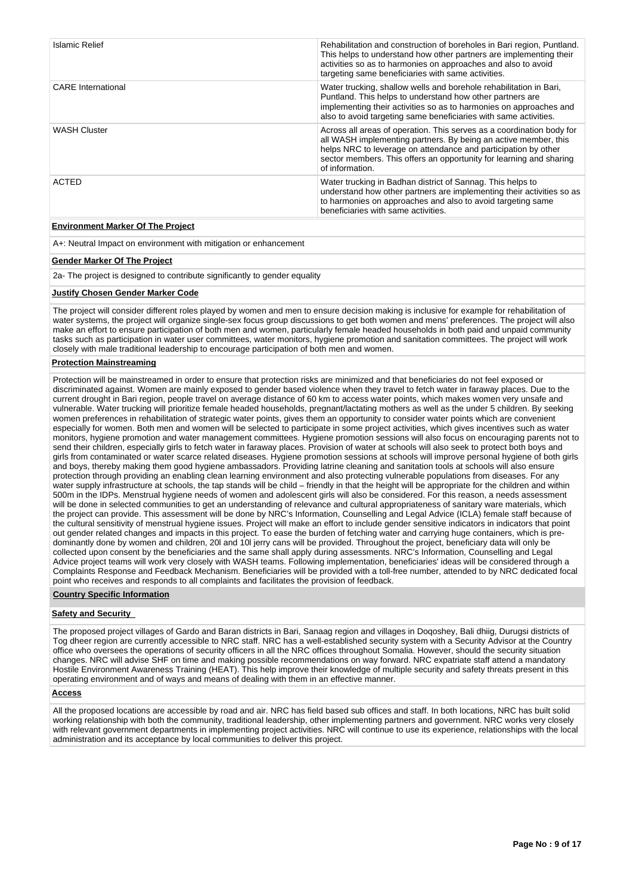| Islamic Relief | Rehabilitation and construction of boreholes in Bari region, Puntland. This helps to understand how other partners are implementing their activities so as to harmonies on approaches and also to avoid targeting same beneficiaries with same activities. |
|---|---|
| CARE International | Water trucking, shallow wells and borehole rehabilitation in Bari, Puntland. This helps to understand how other partners are implementing their activities so as to harmonies on approaches and also to avoid targeting same beneficiaries with same activities. |
| WASH Cluster | Across all areas of operation. This serves as a coordination body for all WASH implementing partners. By being an active member, this helps NRC to leverage on attendance and participation by other sector members. This offers an opportunity for learning and sharing of information. |
| ACTED | Water trucking in Badhan district of Sannag. This helps to understand how other partners are implementing their activities so as to harmonies on approaches and also to avoid targeting same beneficiaries with same activities. |

**Environment Marker Of The Project**

A+: Neutral Impact on environment with mitigation or enhancement

**Gender Marker Of The Project**

2a- The project is designed to contribute significantly to gender equality

**Justify Chosen Gender Marker Code**

The project will consider different roles played by women and men to ensure decision making is inclusive for example for rehabilitation of water systems, the project will organize single-sex focus group discussions to get both women and mens' preferences. The project will also make an effort to ensure participation of both men and women, particularly female headed households in both paid and unpaid community tasks such as participation in water user committees, water monitors, hygiene promotion and sanitation committees. The project will work closely with male traditional leadership to encourage participation of both men and women.

**Protection Mainstreaming**

Protection will be mainstreamed in order to ensure that protection risks are minimized and that beneficiaries do not feel exposed or discriminated against. Women are mainly exposed to gender based violence when they travel to fetch water in faraway places. Due to the current drought in Bari region, people travel on average distance of 60 km to access water points, which makes women very unsafe and vulnerable. Water trucking will prioritize female headed households, pregnant/lactating mothers as well as the under 5 children. By seeking women preferences in rehabilitation of strategic water points, gives them an opportunity to consider water points which are convenient especially for women. Both men and women will be selected to participate in some project activities, which gives incentives such as water monitors, hygiene promotion and water management committees. Hygiene promotion sessions will also focus on encouraging parents not to send their children, especially girls to fetch water in faraway places. Provision of water at schools will also seek to protect both boys and girls from contaminated or water scarce related diseases. Hygiene promotion sessions at schools will improve personal hygiene of both girls and boys, thereby making them good hygiene ambassadors. Providing latrine cleaning and sanitation tools at schools will also ensure protection through providing an enabling clean learning environment and also protecting vulnerable populations from diseases. For any water supply infrastructure at schools, the tap stands will be child – friendly in that the height will be appropriate for the children and within 500m in the IDPs. Menstrual hygiene needs of women and adolescent girls will also be considered. For this reason, a needs assessment will be done in selected communities to get an understanding of relevance and cultural appropriateness of sanitary ware materials, which the project can provide. This assessment will be done by NRC's Information, Counselling and Legal Advice (ICLA) female staff because of the cultural sensitivity of menstrual hygiene issues. Project will make an effort to include gender sensitive indicators in indicators that point out gender related changes and impacts in this project. To ease the burden of fetching water and carrying huge containers, which is pre-dominantly done by women and children, 20l and 10l jerry cans will be provided. Throughout the project, beneficiary data will only be collected upon consent by the beneficiaries and the same shall apply during assessments. NRC's Information, Counselling and Legal Advice project teams will work very closely with WASH teams. Following implementation, beneficiaries' ideas will be considered through a Complaints Response and Feedback Mechanism. Beneficiaries will be provided with a toll-free number, attended to by NRC dedicated focal point who receives and responds to all complaints and facilitates the provision of feedback.

**Country Specific Information**

**Safety and Security**

The proposed project villages of Gardo and Baran districts in Bari, Sanaag region and villages in Doqoshey, Bali dhiig, Durugsi districts of Tog dheer region are currently accessible to NRC staff. NRC has a well-established security system with a Security Advisor at the Country office who oversees the operations of security officers in all the NRC offices throughout Somalia. However, should the security situation changes. NRC will advise SHF on time and making possible recommendations on way forward. NRC expatriate staff attend a mandatory Hostile Environment Awareness Training (HEAT). This help improve their knowledge of multiple security and safety threats present in this operating environment and of ways and means of dealing with them in an effective manner.

**Access**

All the proposed locations are accessible by road and air. NRC has field based sub offices and staff. In both locations, NRC has built solid working relationship with both the community, traditional leadership, other implementing partners and government. NRC works very closely with relevant government departments in implementing project activities. NRC will continue to use its experience, relationships with the local administration and its acceptance by local communities to deliver this project.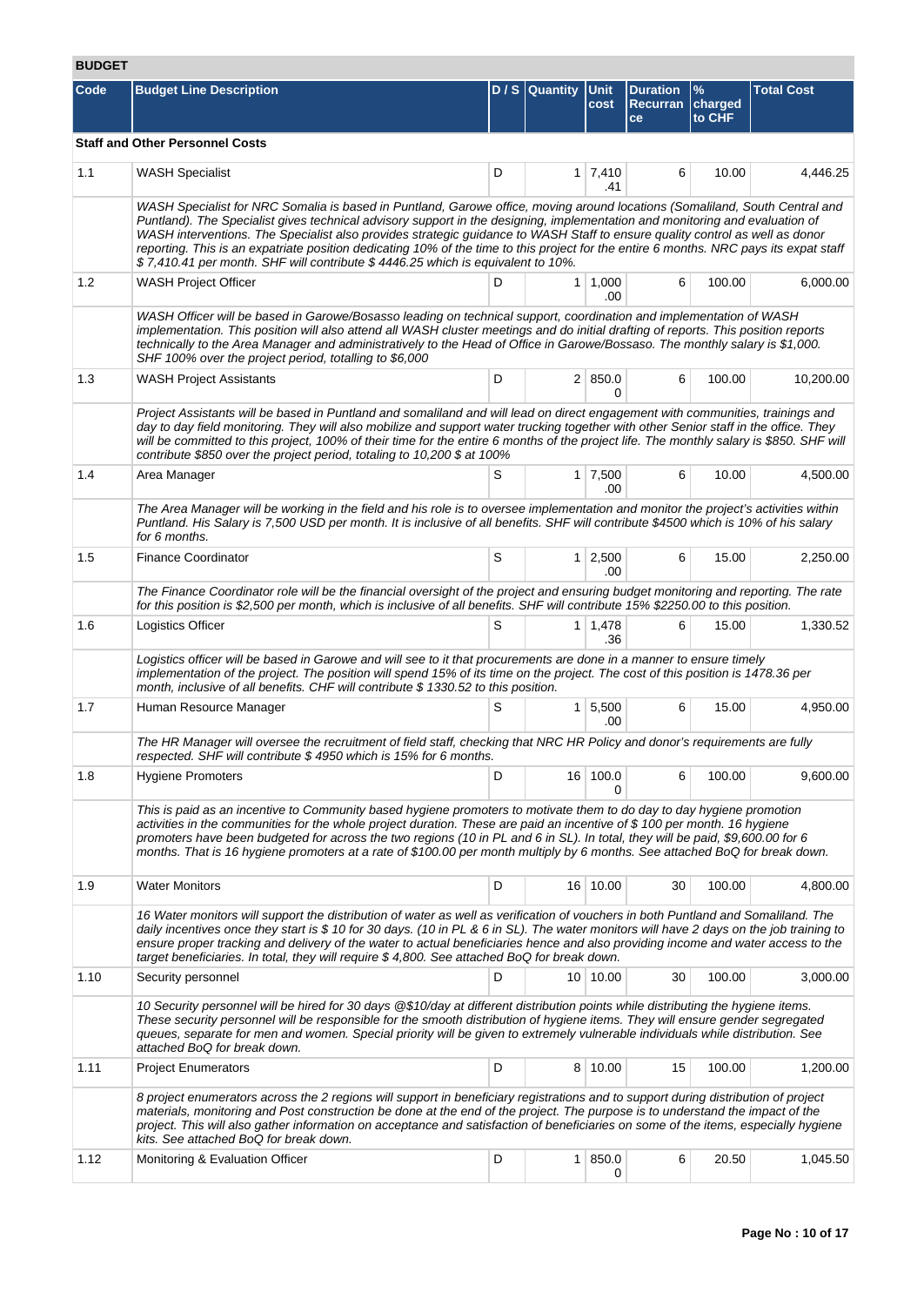## BUDGET

| Code | Budget Line Description | D / S | Quantity | Unit cost | Duration Recurrance | % charged to CHF | Total Cost |
|---|---|---|---|---|---|---|---|
| **Staff and Other Personnel Costs** | | | | | | | |
| 1.1 | WASH Specialist | D | 1 | 7,410.41 | 6 | 10.00 | 4,446.25 |
| | *WASH Specialist for NRC Somalia is based in Puntland, Garowe office, moving around locations (Somaliland, South Central and Puntland). The Specialist gives technical advisory support in the designing, implementation and monitoring and evaluation of WASH interventions. The Specialist also provides strategic guidance to WASH Staff to ensure quality control as well as donor reporting. This is an expatriate position dedicating 10% of the time to this project for the entire 6 months. NRC pays its expat staff $ 7,410.41 per month. SHF will contribute $ 4446.25 which is equivalent to 10%.* | | | | | | |
| 1.2 | WASH Project Officer | D | 1 | 1,000.00 | 6 | 100.00 | 6,000.00 |
| | *WASH Officer will be based in Garowe/Bosasso leading on technical support, coordination and implementation of WASH implementation. This position will also attend all WASH cluster meetings and do initial drafting of reports. This position reports technically to the Area Manager and administratively to the Head of Office in Garowe/Bossaso. The monthly salary is $1,000. SHF 100% over the project period, totalling to $6,000* | | | | | | |
| 1.3 | WASH Project Assistants | D | 2 | 850.00 | 6 | 100.00 | 10,200.00 |
| | *Project Assistants will be based in Puntland and somaliland and will lead on direct engagement with communities, trainings and day to day field monitoring. They will also mobilize and support water trucking together with other Senior staff in the office. They will be committed to this project, 100% of their time for the entire 6 months of the project life. The monthly salary is $850. SHF will contribute $850 over the project period, totaling to 10,200 $ at 100%* | | | | | | |
| 1.4 | Area Manager | S | 1 | 7,500.00 | 6 | 10.00 | 4,500.00 |
| | *The Area Manager will be working in the field and his role is to oversee implementation and monitor the project's activities within Puntland. His Salary is 7,500 USD per month. It is inclusive of all benefits. SHF will contribute $4500 which is 10% of his salary for 6 months.* | | | | | | |
| 1.5 | Finance Coordinator | S | 1 | 2,500.00 | 6 | 15.00 | 2,250.00 |
| | *The Finance Coordinator role will be the financial oversight of the project and ensuring budget monitoring and reporting. The rate for this position is $2,500 per month, which is inclusive of all benefits. SHF will contribute 15% $2250.00 to this position.* | | | | | | |
| 1.6 | Logistics Officer | S | 1 | 1,478.36 | 6 | 15.00 | 1,330.52 |
| | *Logistics officer will be based in Garowe and will see to it that procurements are done in a manner to ensure timely implementation of the project. The position will spend 15% of its time on the project. The cost of this position is 1478.36 per month, inclusive of all benefits. CHF will contribute $ 1330.52 to this position.* | | | | | | |
| 1.7 | Human Resource Manager | S | 1 | 5,500.00 | 6 | 15.00 | 4,950.00 |
| | *The HR Manager will oversee the recruitment of field staff, checking that NRC HR Policy and donor's requirements are fully respected. SHF will contribute $ 4950 which is 15% for 6 months.* | | | | | | |
| 1.8 | Hygiene Promoters | D | 16 | 100.00 | 6 | 100.00 | 9,600.00 |
| | *This is paid as an incentive to Community based hygiene promoters to motivate them to do day to day hygiene promotion activities in the communities for the whole project duration. These are paid an incentive of $ 100 per month. 16 hygiene promoters have been budgeted for across the two regions (10 in PL and 6 in SL). In total, they will be paid, $9,600.00 for 6 months. That is 16 hygiene promoters at a rate of $100.00 per month multiply by 6 months. See attached BoQ for break down.* | | | | | | |
| 1.9 | Water Monitors | D | 16 | 10.00 | 30 | 100.00 | 4,800.00 |
| | *16 Water monitors will support the distribution of water as well as verification of vouchers in both Puntland and Somaliland. The daily incentives once they start is $ 10 for 30 days. (10 in PL & 6 in SL). The water monitors will have 2 days on the job training to ensure proper tracking and delivery of the water to actual beneficiaries hence and also providing income and water access to the target beneficiaries. In total, they will require $ 4,800. See attached BoQ for break down.* | | | | | | |
| 1.10 | Security personnel | D | 10 | 10.00 | 30 | 100.00 | 3,000.00 |
| | *10 Security personnel will be hired for 30 days @$10/day at different distribution points while distributing the hygiene items. These security personnel will be responsible for the smooth distribution of hygiene items. They will ensure gender segregated queues, separate for men and women. Special priority will be given to extremely vulnerable individuals while distribution. See attached BoQ for break down.* | | | | | | |
| 1.11 | Project Enumerators | D | 8 | 10.00 | 15 | 100.00 | 1,200.00 |
| | *8 project enumerators across the 2 regions will support in beneficiary registrations and to support during distribution of project materials, monitoring and Post construction be done at the end of the project. The purpose is to understand the impact of the project. This will also gather information on acceptance and satisfaction of beneficiaries on some of the items, especially hygiene kits. See attached BoQ for break down.* | | | | | | |
| 1.12 | Monitoring & Evaluation Officer | D | 1 | 850.00 | 6 | 20.50 | 1,045.50 |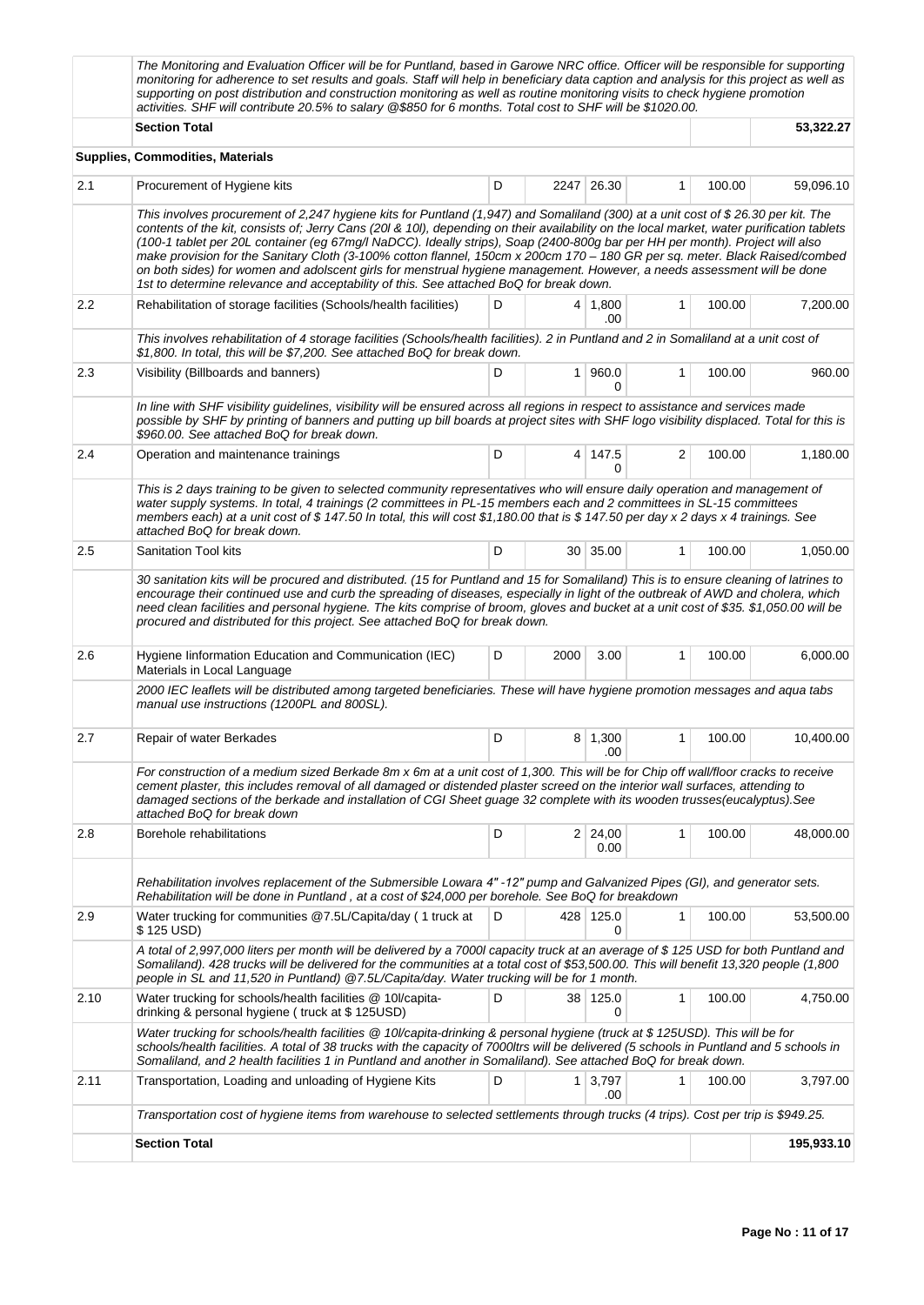| | | | | | | | |
|---|---|---|---|---|---|---|---|
| | *The Monitoring and Evaluation Officer will be for Puntland, based in Garowe NRC office. Officer will be responsible for supporting monitoring for adherence to set results and goals. Staff will help in beneficiary data caption and analysis for this project as well as supporting on post distribution and construction monitoring as well as routine monitoring visits to check hygiene promotion activities. SHF will contribute 20.5% to salary @$850 for 6 months. Total cost to SHF will be $1020.00.* | | | | | | |
| | **Section Total** | | | | | | **53,322.27** |
| | **Supplies, Commodities, Materials** | | | | | | |
| 2.1 | Procurement of Hygiene kits | D | 2247 | 26.30 | 1 | 100.00 | 59,096.10 |
| | *This involves procurement of 2,247 hygiene kits for Puntland (1,947) and Somaliland (300) at a unit cost of $ 26.30 per kit. The contents of the kit, consists of; Jerry Cans (20l & 10l), depending on their availability on the local market, water purification tablets (100-1 tablet per 20L container (eg 67mg/l NaDCC). Ideally strips), Soap (2400-800g bar per HH per month). Project will also make provision for the Sanitary Cloth (3-100% cotton flannel, 150cm x 200cm 170 – 180 GR per sq. meter. Black Raised/combed on both sides) for women and adolscent girls for menstrual hygiene management. However, a needs assessment will be done 1st to determine relevance and acceptability of this. See attached BoQ for break down.* | | | | | | |
| 2.2 | Rehabilitation of storage facilities (Schools/health facilities) | D | 4 | 1,800.00 | 1 | 100.00 | 7,200.00 |
| | *This involves rehabilitation of 4 storage facilities (Schools/health facilities). 2 in Puntland and 2 in Somaliland at a unit cost of $1,800. In total, this will be $7,200. See attached BoQ for break down.* | | | | | | |
| 2.3 | Visibility (Billboards and banners) | D | 1 | 960.00 | 1 | 100.00 | 960.00 |
| | *In line with SHF visibility guidelines, visibility will be ensured across all regions in respect to assistance and services made possible by SHF by printing of banners and putting up bill boards at project sites with SHF logo visibility displaced. Total for this is $960.00. See attached BoQ for break down.* | | | | | | |
| 2.4 | Operation and maintenance trainings | D | 4 | 147.50 | 2 | 100.00 | 1,180.00 |
| | *This is 2 days training to be given to selected community representatives who will ensure daily operation and management of water supply systems. In total, 4 trainings (2 committees in PL-15 members each and 2 committees in SL-15 committees members each) at a unit cost of $ 147.50 In total, this will cost $1,180.00 that is $ 147.50 per day x 2 days x 4 trainings. See attached BoQ for break down.* | | | | | | |
| 2.5 | Sanitation Tool kits | D | 30 | 35.00 | 1 | 100.00 | 1,050.00 |
| | *30 sanitation kits will be procured and distributed. (15 for Puntland and 15 for Somaliland) This is to ensure cleaning of latrines to encourage their continued use and curb the spreading of diseases, especially in light of the outbreak of AWD and cholera, which need clean facilities and personal hygiene. The kits comprise of broom, gloves and bucket at a unit cost of $35. $1,050.00 will be procured and distributed for this project. See attached BoQ for break down.* | | | | | | |
| 2.6 | Hygiene Iinformation Education and Communication (IEC) Materials in Local Language | D | 2000 | 3.00 | 1 | 100.00 | 6,000.00 |
| | *2000 IEC leaflets will be distributed among targeted beneficiaries. These will have hygiene promotion messages and aqua tabs manual use instructions (1200PL and 800SL).* | | | | | | |
| 2.7 | Repair of water Berkades | D | 8 | 1,300.00 | 1 | 100.00 | 10,400.00 |
| | *For construction of a medium sized Berkade 8m x 6m at a unit cost of 1,300. This will be for Chip off wall/floor cracks to receive cement plaster, this includes removal of all damaged or distended plaster screed on the interior wall surfaces, attending to damaged sections of the berkade and installation of CGI Sheet guage 32 complete with its wooden trusses(eucalyptus).See attached BoQ for break down* | | | | | | |
| 2.8 | Borehole rehabilitations | D | 2 | 24,000.00 | 1 | 100.00 | 48,000.00 |
| | *Rehabilitation involves replacement of the Submersible Lowara 4" -12" pump and Galvanized Pipes (GI), and generator sets. Rehabilitation will be done in Puntland , at a cost of $24,000 per borehole. See BoQ for breakdown* | | | | | | |
| 2.9 | Water trucking for communities @7.5L/Capita/day ( 1 truck at $ 125 USD) | D | 428 | 125.00 | 1 | 100.00 | 53,500.00 |
| | *A total of 2,997,000 liters per month will be delivered by a 7000l capacity truck at an average of $ 125 USD for both Puntland and Somaliland). 428 trucks will be delivered for the communities at a total cost of $53,500.00. This will benefit 13,320 people (1,800 people in SL and 11,520 in Puntland) @7.5L/Capita/day. Water trucking will be for 1 month.* | | | | | | |
| 2.10 | Water trucking for schools/health facilities @ 10l/capita-drinking & personal hygiene ( truck at $ 125USD) | D | 38 | 125.00 | 1 | 100.00 | 4,750.00 |
| | *Water trucking for schools/health facilities @ 10l/capita-drinking & personal hygiene (truck at $ 125USD). This will be for schools/health facilities. A total of 38 trucks with the capacity of 7000ltrs will be delivered (5 schools in Puntland and 5 schools in Somaliland, and 2 health facilities 1 in Puntland and another in Somaliland). See attached BoQ for break down.* | | | | | | |
| 2.11 | Transportation, Loading and unloading of Hygiene Kits | D | 1 | 3,797.00 | 1 | 100.00 | 3,797.00 |
| | *Transportation cost of hygiene items from warehouse to selected settlements through trucks (4 trips). Cost per trip is $949.25.* | | | | | | |
| | **Section Total** | | | | | | **195,933.10** |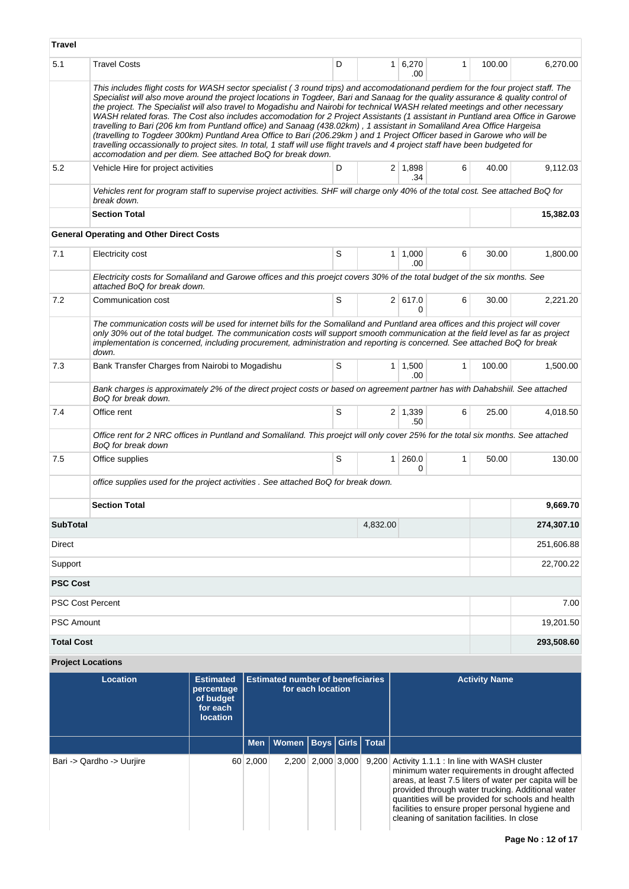**Travel**

| | | | | | | | |
|---|---|---|---|---|---|---|---|
| 5.1 | Travel Costs | D | 1 | 6,270.00 | 1 | 100.00 | 6,270.00 |
| | *This includes flight costs for WASH sector specialist ( 3 round trips) and accomodationand perdiem for the four project staff. The Specialist will also move around the project locations in Togdeer, Bari and Sanaag for the quality assurance & quality control of the project. The Specialist will also travel to Mogadishu and Nairobi for technical WASH related meetings and other necessary WASH related foras. The Cost also includes accomodation for 2 Project Assistants (1 assistant in Puntland area Office in Garowe travelling to Bari (206 km from Puntland office) and Sanaag (438.02km) , 1 assistant in Somaliland Area Office Hargeisa (travelling to Togdeer 300km) Puntland Area Office to Bari (206.29km ) and 1 Project Officer based in Garowe who will be travelling occassionally to project sites. In total, 1 staff will use flight travels and 4 project staff have been budgeted for accomodation and per diem. See attached BoQ for break down.* | | | | | | |
| 5.2 | Vehicle Hire for project activities | D | 2 | 1,898.34 | 6 | 40.00 | 9,112.03 |
| | *Vehicles rent for program staff to supervise project activities. SHF will charge only 40% of the total cost. See attached BoQ for break down.* | | | | | | |
| | **Section Total** | | | | | | **15,382.03** |

**General Operating and Other Direct Costs**

| | | | | | | | |
|---|---|---|---|---|---|---|---|
| 7.1 | Electricity cost | S | 1 | 1,000.00 | 6 | 30.00 | 1,800.00 |
| | *Electricity costs for Somaliland and Garowe offices and this proejct covers 30% of the total budget of the six months. See attached BoQ for break down.* | | | | | | |
| 7.2 | Communication cost | S | 2 | 617.00 | 6 | 30.00 | 2,221.20 |
| | *The communication costs will be used for internet bills for the Somaliland and Puntland area offices and this project will cover only 30% out of the total budget. The communication costs will support smooth communication at the field level as far as project implementation is concerned, including procurement, administration and reporting is concerned. See attached BoQ for break down.* | | | | | | |
| 7.3 | Bank Transfer Charges from Nairobi to Mogadishu | S | 1 | 1,500.00 | 1 | 100.00 | 1,500.00 |
| | *Bank charges is approximately 2% of the direct project costs or based on agreement partner has with Dahabshiil. See attached BoQ for break down.* | | | | | | |
| 7.4 | Office rent | S | 2 | 1,339.50 | 6 | 25.00 | 4,018.50 |
| | *Office rent for 2 NRC offices in Puntland and Somaliland. This proejct will only cover 25% for the total six months. See attached BoQ for break down* | | | | | | |
| 7.5 | Office supplies | S | 1 | 260.00 | 1 | 50.00 | 130.00 |
| | *office supplies used for the project activities . See attached BoQ for break down.* | | | | | | |
| | **Section Total** | | | | | | **9,669.70** |

| | | |
|---|---|---|
| **SubTotal** | 4,832.00 | **274,307.10** |
| Direct | | 251,606.88 |
| Support | | 22,700.22 |
| **PSC Cost** | | |
| PSC Cost Percent | | 7.00 |
| PSC Amount | | 19,201.50 |
| **Total Cost** | | **293,508.60** |

**Project Locations**

| Location | Estimated percentage of budget for each location | Estimated number of beneficiaries for each location | | | | | Activity Name |
|---|---|---|---|---|---|---|---|
| | | Men | Women | Boys | Girls | Total | |
| Bari -> Qardho -> Uurjire | 60 | 2,000 | 2,200 | 2,000 | 3,000 | 9,200 | Activity 1.1.1 : In line with WASH cluster minimum water requirements in drought affected areas, at least 7.5 liters of water per capita will be provided through water trucking. Additional water quantities will be provided for schools and health facilities to ensure proper personal hygiene and cleaning of sanitation facilities. In close |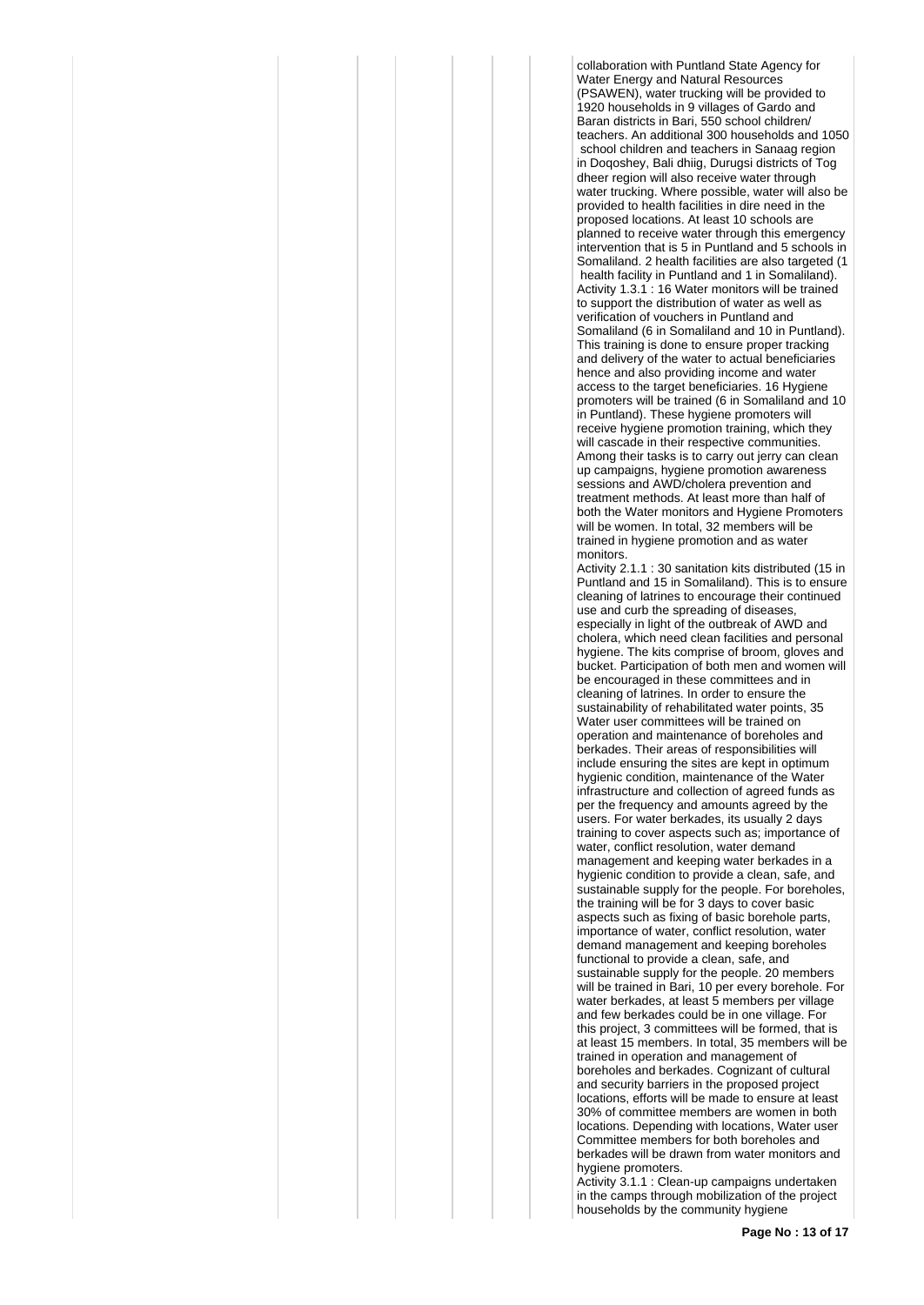collaboration with Puntland State Agency for Water Energy and Natural Resources (PSAWEN), water trucking will be provided to 1920 households in 9 villages of Gardo and Baran districts in Bari, 550 school children/ teachers. An additional 300 households and 1050 school children and teachers in Sanaag region in Doqoshey, Bali dhiig, Durugsi districts of Tog dheer region will also receive water through water trucking. Where possible, water will also be provided to health facilities in dire need in the proposed locations. At least 10 schools are planned to receive water through this emergency intervention that is 5 in Puntland and 5 schools in Somaliland. 2 health facilities are also targeted (1 health facility in Puntland and 1 in Somaliland).

Activity 1.3.1 : 16 Water monitors will be trained to support the distribution of water as well as verification of vouchers in Puntland and Somaliland (6 in Somaliland and 10 in Puntland). This training is done to ensure proper tracking and delivery of the water to actual beneficiaries hence and also providing income and water access to the target beneficiaries. 16 Hygiene promoters will be trained (6 in Somaliland and 10 in Puntland). These hygiene promoters will receive hygiene promotion training, which they will cascade in their respective communities. Among their tasks is to carry out jerry can clean up campaigns, hygiene promotion awareness sessions and AWD/cholera prevention and treatment methods. At least more than half of both the Water monitors and Hygiene Promoters will be women. In total, 32 members will be trained in hygiene promotion and as water monitors.

Activity 2.1.1 : 30 sanitation kits distributed (15 in Puntland and 15 in Somaliland). This is to ensure cleaning of latrines to encourage their continued use and curb the spreading of diseases, especially in light of the outbreak of AWD and cholera, which need clean facilities and personal hygiene. The kits comprise of broom, gloves and bucket. Participation of both men and women will be encouraged in these committees and in cleaning of latrines. In order to ensure the sustainability of rehabilitated water points, 35 Water user committees will be trained on operation and maintenance of boreholes and berkades. Their areas of responsibilities will include ensuring the sites are kept in optimum hygienic condition, maintenance of the Water infrastructure and collection of agreed funds as per the frequency and amounts agreed by the users. For water berkades, its usually 2 days training to cover aspects such as; importance of water, conflict resolution, water demand management and keeping water berkades in a hygienic condition to provide a clean, safe, and sustainable supply for the people. For boreholes, the training will be for 3 days to cover basic aspects such as fixing of basic borehole parts, importance of water, conflict resolution, water demand management and keeping boreholes functional to provide a clean, safe, and sustainable supply for the people. 20 members will be trained in Bari, 10 per every borehole. For water berkades, at least 5 members per village and few berkades could be in one village. For this project, 3 committees will be formed, that is at least 15 members. In total, 35 members will be trained in operation and management of boreholes and berkades. Cognizant of cultural and security barriers in the proposed project locations, efforts will be made to ensure at least 30% of committee members are women in both locations. Depending with locations, Water user Committee members for both boreholes and berkades will be drawn from water monitors and hygiene promoters.

Activity 3.1.1 : Clean-up campaigns undertaken in the camps through mobilization of the project households by the community hygiene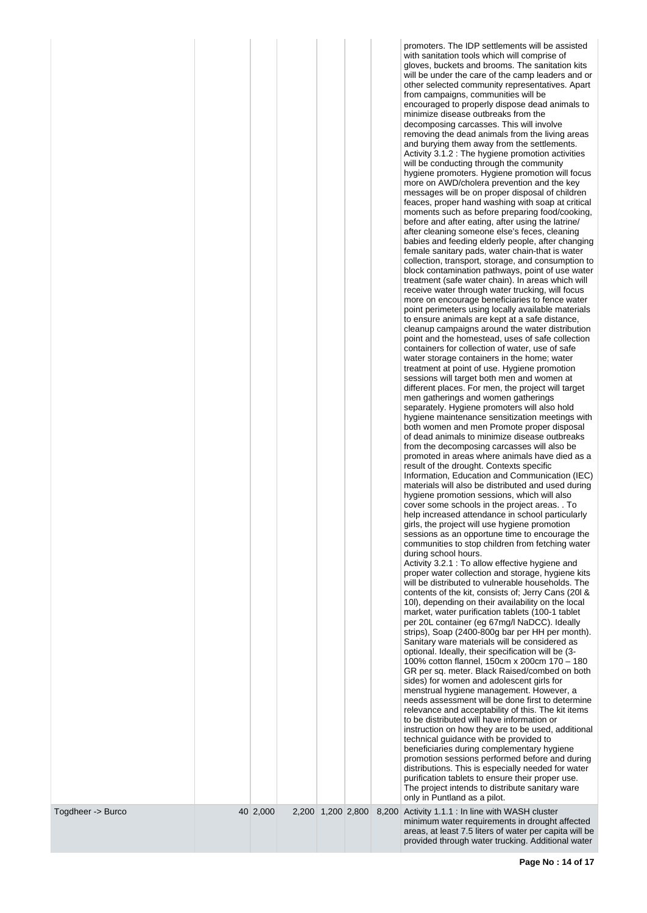| | | | | | | | |
|---|---|---|---|---|---|---|---|
| | | | | | | | promoters. The IDP settlements will be assisted with sanitation tools which will comprise of gloves, buckets and brooms. The sanitation kits will be under the care of the camp leaders and or other selected community representatives. Apart from campaigns, communities will be encouraged to properly dispose dead animals to minimize disease outbreaks from the decomposing carcasses. This will involve removing the dead animals from the living areas and burying them away from the settlements.<br>Activity 3.1.2 : The hygiene promotion activities will be conducting through the community hygiene promoters. Hygiene promotion will focus more on AWD/cholera prevention and the key messages will be on proper disposal of children feaces, proper hand washing with soap at critical moments such as before preparing food/cooking, before and after eating, after using the latrine/ after cleaning someone else's feces, cleaning babies and feeding elderly people, after changing female sanitary pads, water chain-that is water collection, transport, storage, and consumption to block contamination pathways, point of use water treatment (safe water chain). In areas which will receive water through water trucking, will focus more on encourage beneficiaries to fence water point perimeters using locally available materials to ensure animals are kept at a safe distance, cleanup campaigns around the water distribution point and the homestead, uses of safe collection containers for collection of water, use of safe water storage containers in the home; water treatment at point of use. Hygiene promotion sessions will target both men and women at different places. For men, the project will target men gatherings and women gatherings separately. Hygiene promoters will also hold hygiene maintenance sensitization meetings with both women and men Promote proper disposal of dead animals to minimize disease outbreaks from the decomposing carcasses will also be promoted in areas where animals have died as a result of the drought. Contexts specific Information, Education and Communication (IEC) materials will also be distributed and used during hygiene promotion sessions, which will also cover some schools in the project areas. . To help increased attendance in school particularly girls, the project will use hygiene promotion sessions as an opportune time to encourage the communities to stop children from fetching water during school hours.<br>Activity 3.2.1 : To allow effective hygiene and proper water collection and storage, hygiene kits will be distributed to vulnerable households. The contents of the kit, consists of; Jerry Cans (20l & 10l), depending on their availability on the local market, water purification tablets (100-1 tablet per 20L container (eg 67mg/l NaDCC). Ideally strips), Soap (2400-800g bar per HH per month). Sanitary ware materials will be considered as optional. Ideally, their specification will be (3-100% cotton flannel, 150cm x 200cm 170 – 180 GR per sq. meter. Black Raised/combed on both sides) for women and adolescent girls for menstrual hygiene management. However, a needs assessment will be done first to determine relevance and acceptability of this. The kit items to be distributed will have information or instruction on how they are to be used, additional technical guidance with be provided to beneficiaries during complementary hygiene promotion sessions performed before and during distributions. This is especially needed for water purification tablets to ensure their proper use. The project intends to distribute sanitary ware only in Puntland as a pilot. |
| Togdheer -> Burco | 40 | 2,000 | 2,200 | 1,200 | 2,800 | 8,200 | Activity 1.1.1 : In line with WASH cluster minimum water requirements in drought affected areas, at least 7.5 liters of water per capita will be provided through water trucking. Additional water |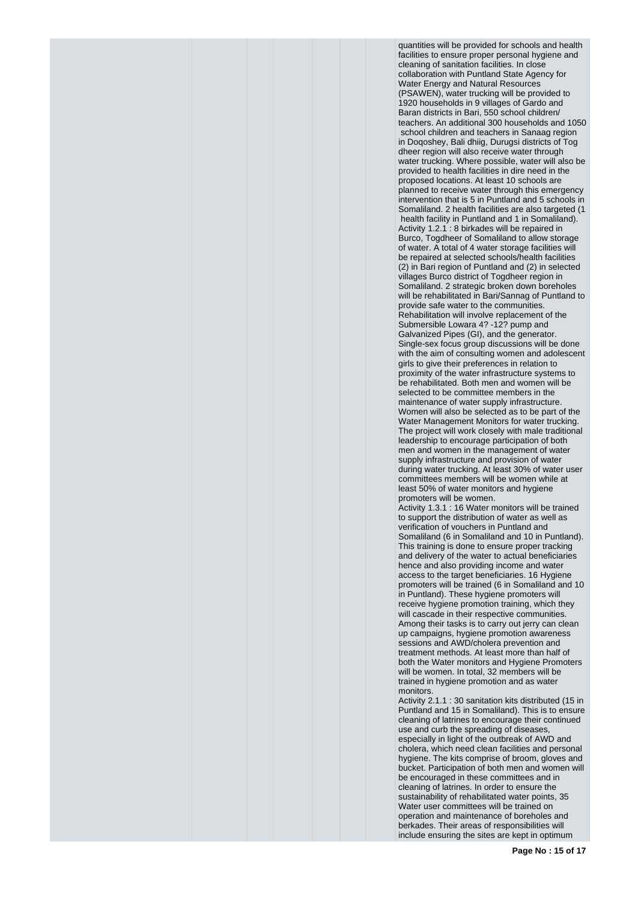quantities will be provided for schools and health facilities to ensure proper personal hygiene and cleaning of sanitation facilities. In close collaboration with Puntland State Agency for Water Energy and Natural Resources (PSAWEN), water trucking will be provided to 1920 households in 9 villages of Gardo and Baran districts in Bari, 550 school children/ teachers. An additional 300 households and 1050 school children and teachers in Sanaag region in Doqoshey, Bali dhiig, Durugsi districts of Tog dheer region will also receive water through water trucking. Where possible, water will also be provided to health facilities in dire need in the proposed locations. At least 10 schools are planned to receive water through this emergency intervention that is 5 in Puntland and 5 schools in Somaliland. 2 health facilities are also targeted (1 health facility in Puntland and 1 in Somaliland).

Activity 1.2.1 : 8 birkades will be repaired in Burco, Togdheer of Somaliland to allow storage of water. A total of 4 water storage facilities will be repaired at selected schools/health facilities (2) in Bari region of Puntland and (2) in selected villages Burco district of Togdheer region in Somaliland. 2 strategic broken down boreholes will be rehabilitated in Bari/Sannag of Puntland to provide safe water to the communities. Rehabilitation will involve replacement of the Submersible Lowara 4? -12? pump and Galvanized Pipes (GI), and the generator. Single-sex focus group discussions will be done with the aim of consulting women and adolescent girls to give their preferences in relation to proximity of the water infrastructure systems to be rehabilitated. Both men and women will be selected to be committee members in the maintenance of water supply infrastructure. Women will also be selected as to be part of the Water Management Monitors for water trucking. The project will work closely with male traditional leadership to encourage participation of both men and women in the management of water supply infrastructure and provision of water during water trucking. At least 30% of water user committees members will be women while at least 50% of water monitors and hygiene promoters will be women.

Activity 1.3.1 : 16 Water monitors will be trained to support the distribution of water as well as verification of vouchers in Puntland and Somaliland (6 in Somaliland and 10 in Puntland). This training is done to ensure proper tracking and delivery of the water to actual beneficiaries hence and also providing income and water access to the target beneficiaries. 16 Hygiene promoters will be trained (6 in Somaliland and 10 in Puntland). These hygiene promoters will receive hygiene promotion training, which they will cascade in their respective communities. Among their tasks is to carry out jerry can clean up campaigns, hygiene promotion awareness sessions and AWD/cholera prevention and treatment methods. At least more than half of both the Water monitors and Hygiene Promoters will be women. In total, 32 members will be trained in hygiene promotion and as water monitors.

Activity 2.1.1 : 30 sanitation kits distributed (15 in Puntland and 15 in Somaliland). This is to ensure cleaning of latrines to encourage their continued use and curb the spreading of diseases, especially in light of the outbreak of AWD and cholera, which need clean facilities and personal hygiene. The kits comprise of broom, gloves and bucket. Participation of both men and women will be encouraged in these committees and in cleaning of latrines. In order to ensure the sustainability of rehabilitated water points, 35 Water user committees will be trained on operation and maintenance of boreholes and berkades. Their areas of responsibilities will include ensuring the sites are kept in optimum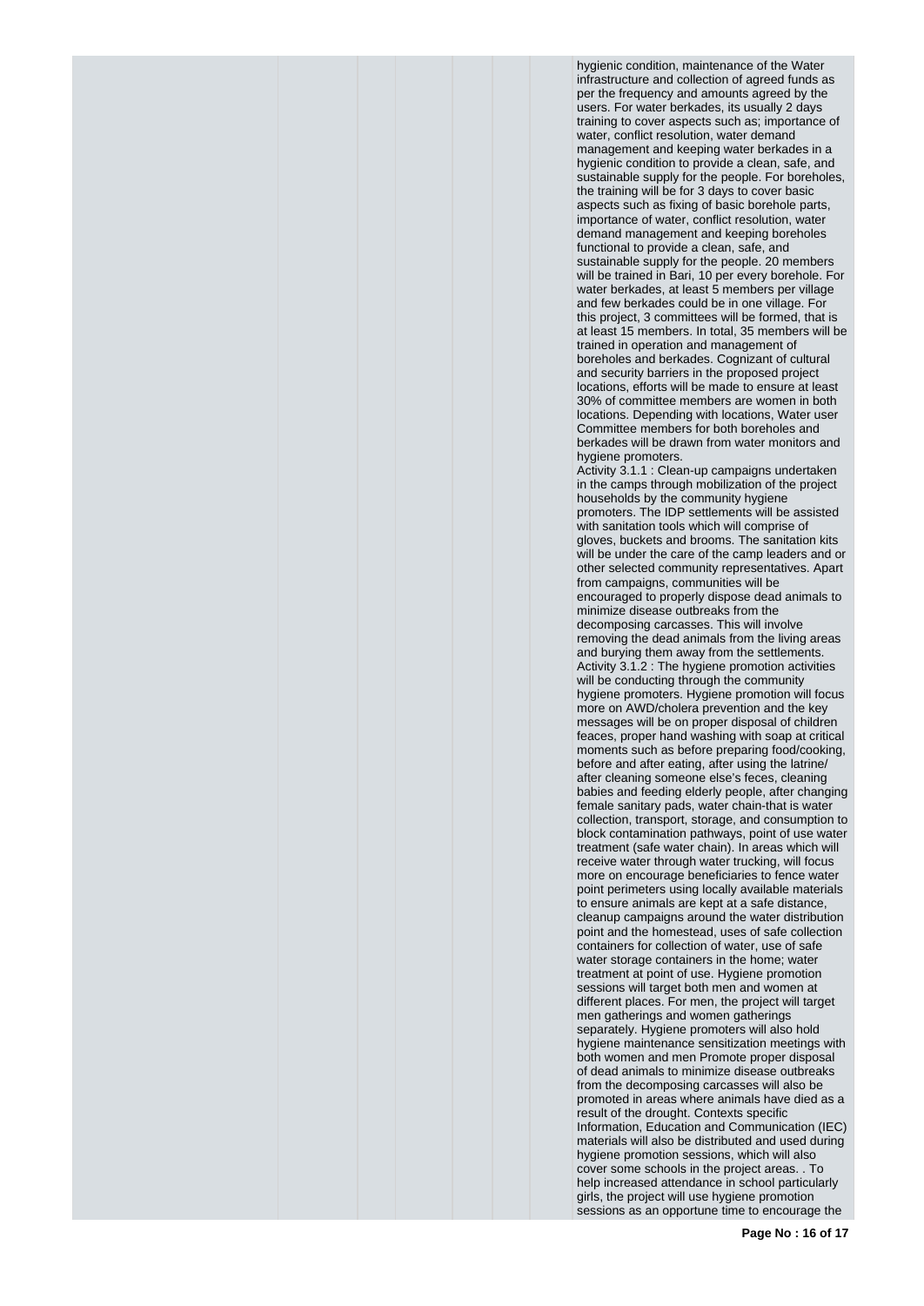hygienic condition, maintenance of the Water infrastructure and collection of agreed funds as per the frequency and amounts agreed by the users. For water berkades, its usually 2 days training to cover aspects such as; importance of water, conflict resolution, water demand management and keeping water berkades in a hygienic condition to provide a clean, safe, and sustainable supply for the people. For boreholes, the training will be for 3 days to cover basic aspects such as fixing of basic borehole parts, importance of water, conflict resolution, water demand management and keeping boreholes functional to provide a clean, safe, and sustainable supply for the people. 20 members will be trained in Bari, 10 per every borehole. For water berkades, at least 5 members per village and few berkades could be in one village. For this project, 3 committees will be formed, that is at least 15 members. In total, 35 members will be trained in operation and management of boreholes and berkades. Cognizant of cultural and security barriers in the proposed project locations, efforts will be made to ensure at least 30% of committee members are women in both locations. Depending with locations, Water user Committee members for both boreholes and berkades will be drawn from water monitors and hygiene promoters.

Activity 3.1.1 : Clean-up campaigns undertaken in the camps through mobilization of the project households by the community hygiene promoters. The IDP settlements will be assisted with sanitation tools which will comprise of gloves, buckets and brooms. The sanitation kits will be under the care of the camp leaders and or other selected community representatives. Apart from campaigns, communities will be encouraged to properly dispose dead animals to minimize disease outbreaks from the decomposing carcasses. This will involve removing the dead animals from the living areas and burying them away from the settlements.

Activity 3.1.2 : The hygiene promotion activities will be conducting through the community hygiene promoters. Hygiene promotion will focus more on AWD/cholera prevention and the key messages will be on proper disposal of children feaces, proper hand washing with soap at critical moments such as before preparing food/cooking, before and after eating, after using the latrine/ after cleaning someone else's feces, cleaning babies and feeding elderly people, after changing female sanitary pads, water chain-that is water collection, transport, storage, and consumption to block contamination pathways, point of use water treatment (safe water chain). In areas which will receive water through water trucking, will focus more on encourage beneficiaries to fence water point perimeters using locally available materials to ensure animals are kept at a safe distance, cleanup campaigns around the water distribution point and the homestead, uses of safe collection containers for collection of water, use of safe water storage containers in the home; water treatment at point of use. Hygiene promotion sessions will target both men and women at different places. For men, the project will target men gatherings and women gatherings separately. Hygiene promoters will also hold hygiene maintenance sensitization meetings with both women and men Promote proper disposal of dead animals to minimize disease outbreaks from the decomposing carcasses will also be promoted in areas where animals have died as a result of the drought. Contexts specific Information, Education and Communication (IEC) materials will also be distributed and used during hygiene promotion sessions, which will also cover some schools in the project areas. . To help increased attendance in school particularly girls, the project will use hygiene promotion sessions as an opportune time to encourage the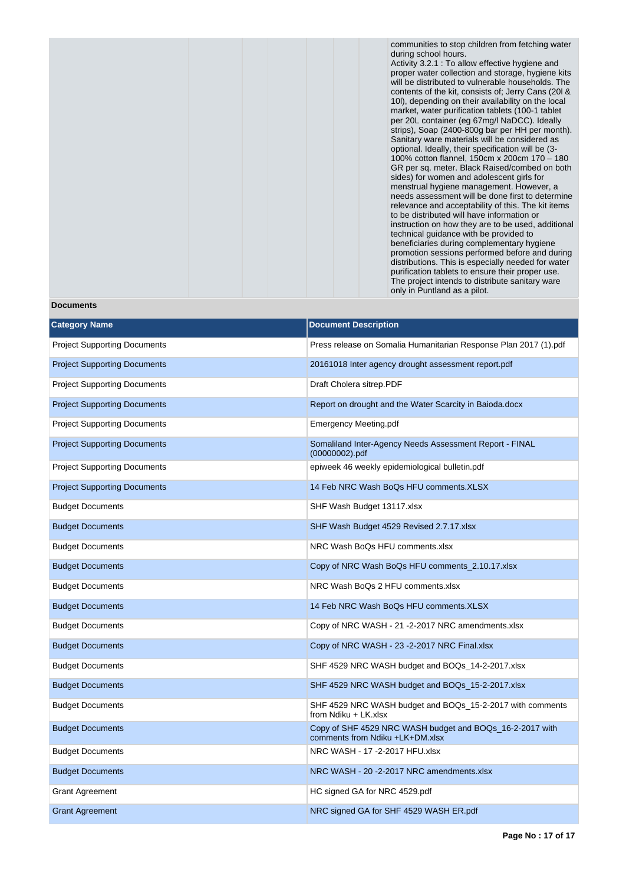| | | | | | | | |
|---|---|---|---|---|---|---|---|
| | | | | | | | communities to stop children from fetching water during school hours.<br>Activity 3.2.1 : To allow effective hygiene and proper water collection and storage, hygiene kits will be distributed to vulnerable households. The contents of the kit, consists of; Jerry Cans (20l & 10l), depending on their availability on the local market, water purification tablets (100-1 tablet per 20L container (eg 67mg/l NaDCC). Ideally strips), Soap (2400-800g bar per HH per month). Sanitary ware materials will be considered as optional. Ideally, their specification will be (3-100% cotton flannel, 150cm x 200cm 170 – 180 GR per sq. meter. Black Raised/combed on both sides) for women and adolescent girls for menstrual hygiene management. However, a needs assessment will be done first to determine relevance and acceptability of this. The kit items to be distributed will have information or instruction on how they are to be used, additional technical guidance with be provided to beneficiaries during complementary hygiene promotion sessions performed before and during distributions. This is especially needed for water purification tablets to ensure their proper use. The project intends to distribute sanitary ware only in Puntland as a pilot. |

**Documents**

| Category Name | Document Description |
|---|---|
| Project Supporting Documents | Press release on Somalia Humanitarian Response Plan 2017 (1).pdf |
| Project Supporting Documents | 20161018 Inter agency drought assessment report.pdf |
| Project Supporting Documents | Draft Cholera sitrep.PDF |
| Project Supporting Documents | Report on drought and the Water Scarcity in Baioda.docx |
| Project Supporting Documents | Emergency Meeting.pdf |
| Project Supporting Documents | Somaliland Inter-Agency Needs Assessment Report - FINAL (00000002).pdf |
| Project Supporting Documents | epiweek 46 weekly epidemiological bulletin.pdf |
| Project Supporting Documents | 14 Feb NRC Wash BoQs HFU comments.XLSX |
| Budget Documents | SHF Wash Budget 13117.xlsx |
| Budget Documents | SHF Wash Budget 4529 Revised 2.7.17.xlsx |
| Budget Documents | NRC Wash BoQs HFU comments.xlsx |
| Budget Documents | Copy of NRC Wash BoQs HFU comments_2.10.17.xlsx |
| Budget Documents | NRC Wash BoQs 2 HFU comments.xlsx |
| Budget Documents | 14 Feb NRC Wash BoQs HFU comments.XLSX |
| Budget Documents | Copy of NRC WASH - 21 -2-2017 NRC amendments.xlsx |
| Budget Documents | Copy of NRC WASH - 23 -2-2017 NRC Final.xlsx |
| Budget Documents | SHF 4529 NRC WASH budget and BOQs_14-2-2017.xlsx |
| Budget Documents | SHF 4529 NRC WASH budget and BOQs_15-2-2017.xlsx |
| Budget Documents | SHF 4529 NRC WASH budget and BOQs_15-2-2017 with comments from Ndiku + LK.xlsx |
| Budget Documents | Copy of SHF 4529 NRC WASH budget and BOQs_16-2-2017 with comments from Ndiku +LK+DM.xlsx |
| Budget Documents | NRC WASH - 17 -2-2017 HFU.xlsx |
| Budget Documents | NRC WASH - 20 -2-2017 NRC amendments.xlsx |
| Grant Agreement | HC signed GA for NRC 4529.pdf |
| Grant Agreement | NRC signed GA for SHF 4529 WASH ER.pdf |